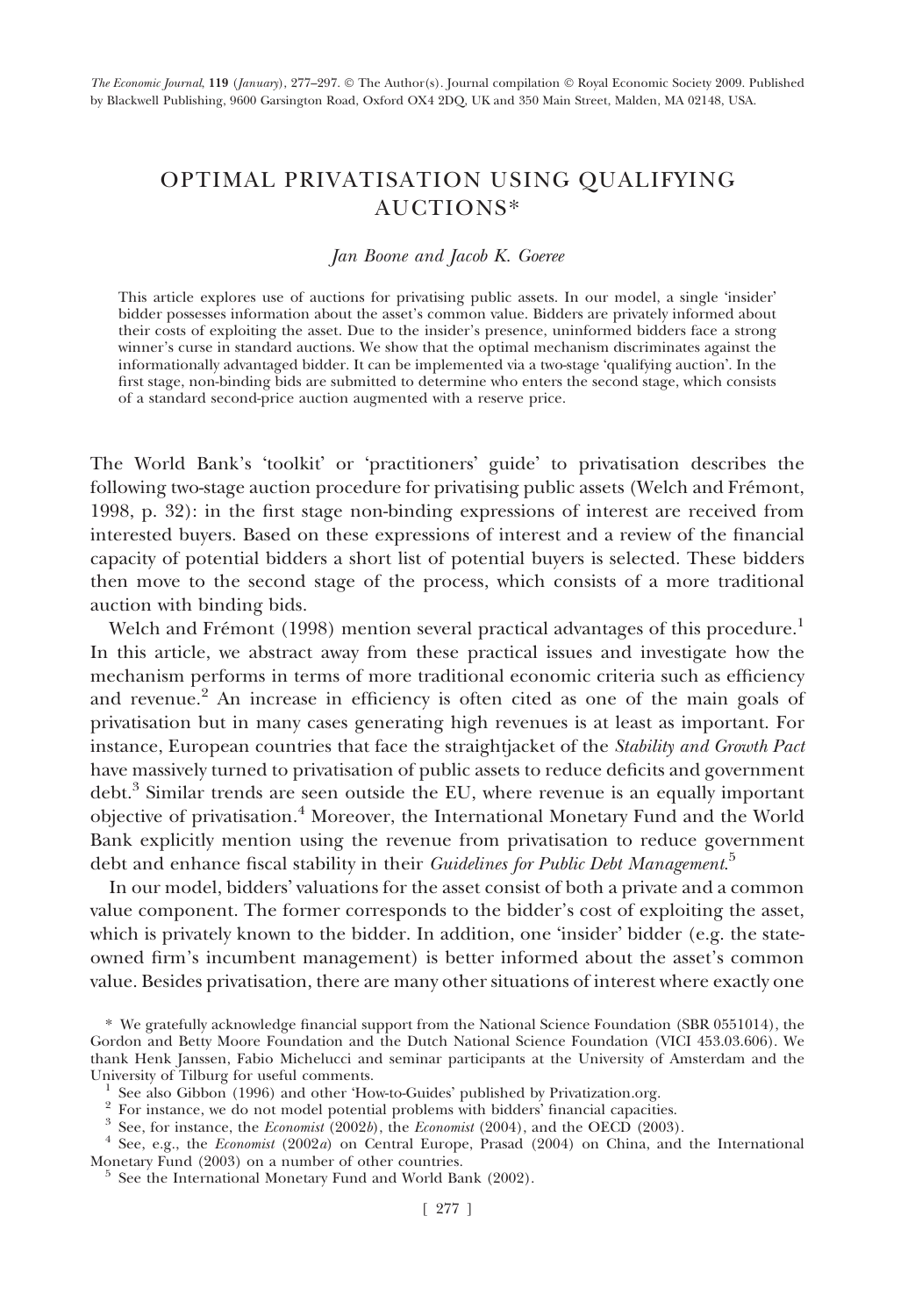# OPTIMAL PRIVATISATION USING QUALIFYING AUCTIONS*

*Jan Boone and Jacob K. Goeree*

This article explores use of auctions for privatising public assets. In our model, a single 'insider' bidder possesses information about the asset's common value. Bidders are privately informed about their costs of exploiting the asset. Due to the insider's presence, uninformed bidders face a strong winner's curse in standard auctions. We show that the optimal mechanism discriminates against the informationally advantaged bidder. It can be implemented via a two-stage 'qualifying auction'. In the first stage, non-binding bids are submitted to determine who enters the second stage, which consists of a standard second-price auction augmented with a reserve price.

The World Bank's 'toolkit' or 'practitioners' guide' to privatisation describes the following two-stage auction procedure for privatising public assets (Welch and Frémont, 1998, p. 32): in the first stage non-binding expressions of interest are received from interested buyers. Based on these expressions of interest and a review of the financial capacity of potential bidders a short list of potential buyers is selected. These bidders then move to the second stage of the process, which consists of a more traditional auction with binding bids.

Welch and Frémont (1998) mention several practical advantages of this procedure.[1] In this article, we abstract away from these practical issues and investigate how the mechanism performs in terms of more traditional economic criteria such as efficiency and revenue.[2] An increase in efficiency is often cited as one of the main goals of privatisation but in many cases generating high revenues is at least as important. For instance, European countries that face the straightjacket of the *Stability and Growth Pact* have massively turned to privatisation of public assets to reduce deficits and government debt.[3] Similar trends are seen outside the EU, where revenue is an equally important objective of privatisation.[4] Moreover, the International Monetary Fund and the World Bank explicitly mention using the revenue from privatisation to reduce government debt and enhance fiscal stability in their *Guidelines for Public Debt Management*.[5]

In our model, bidders' valuations for the asset consist of both a private and a common value component. The former corresponds to the bidder's cost of exploiting the asset, which is privately known to the bidder. In addition, one 'insider' bidder (e.g. the state-owned firm's incumbent management) is better informed about the asset's common value. Besides privatisation, there are many other situations of interest where exactly one

\* We gratefully acknowledge financial support from the National Science Foundation (SBR 0551014), the Gordon and Betty Moore Foundation and the Dutch National Science Foundation (VICI 453.03.606). We thank Henk Janssen, Fabio Michelucci and seminar participants at the University of Amsterdam and the University of Tilburg for useful comments.

[1] See also Gibbon (1996) and other 'How-to-Guides' published by Privatization.org.

[2] For instance, we do not model potential problems with bidders' financial capacities.

[3] See, for instance, the *Economist* (2002*b*), the *Economist* (2004), and the OECD (2003).

[4] See, e.g., the *Economist* (2002*a*) on Central Europe, Prasad (2004) on China, and the International Monetary Fund (2003) on a number of other countries.

[5] See the International Monetary Fund and World Bank (2002).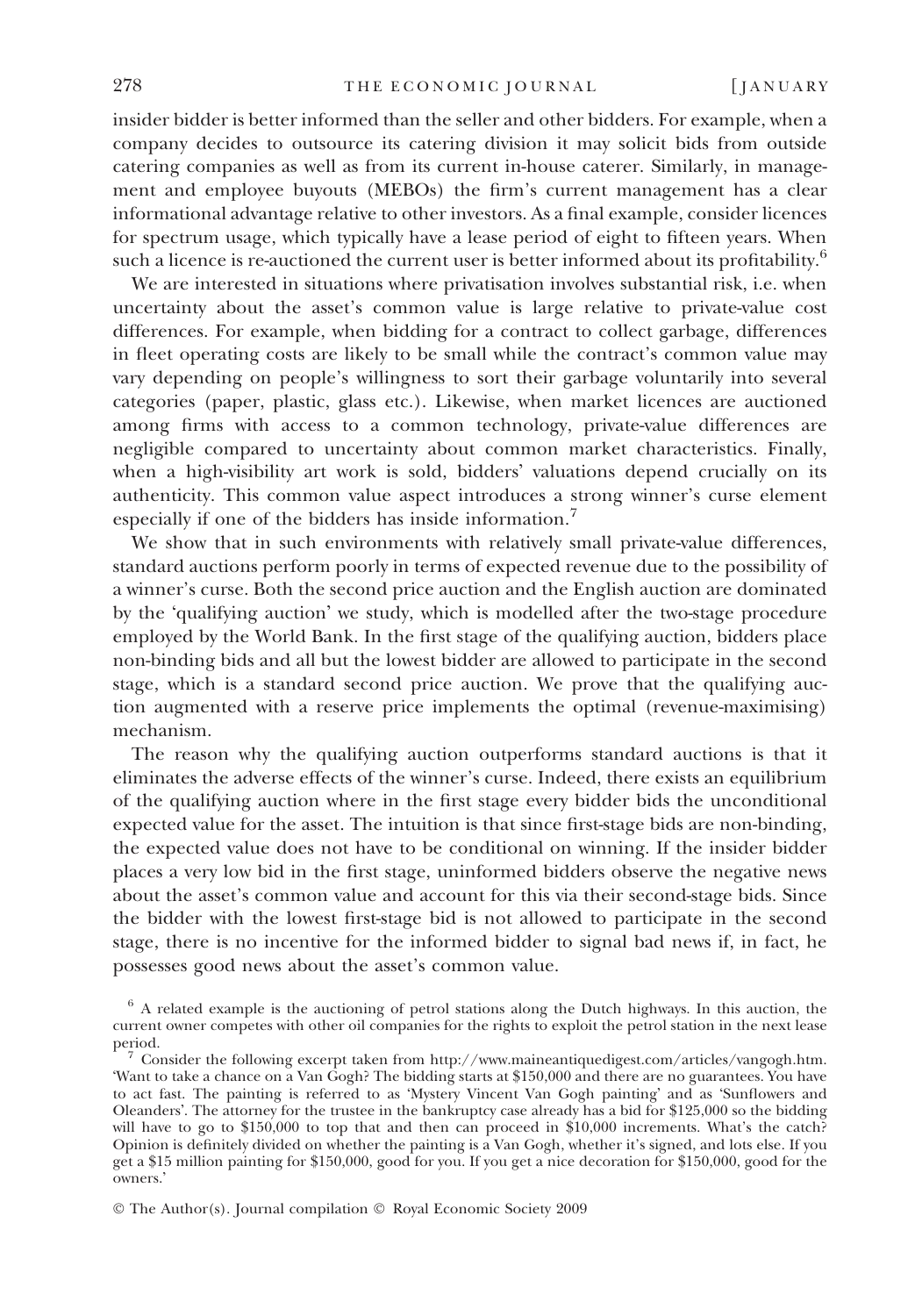insider bidder is better informed than the seller and other bidders. For example, when a company decides to outsource its catering division it may solicit bids from outside catering companies as well as from its current in-house caterer. Similarly, in management and employee buyouts (MEBOs) the firm's current management has a clear informational advantage relative to other investors. As a final example, consider licences for spectrum usage, which typically have a lease period of eight to fifteen years. When such a licence is re-auctioned the current user is better informed about its profitability.[6]

We are interested in situations where privatisation involves substantial risk, i.e. when uncertainty about the asset's common value is large relative to private-value cost differences. For example, when bidding for a contract to collect garbage, differences in fleet operating costs are likely to be small while the contract's common value may vary depending on people's willingness to sort their garbage voluntarily into several categories (paper, plastic, glass etc.). Likewise, when market licences are auctioned among firms with access to a common technology, private-value differences are negligible compared to uncertainty about common market characteristics. Finally, when a high-visibility art work is sold, bidders' valuations depend crucially on its authenticity. This common value aspect introduces a strong winner's curse element especially if one of the bidders has inside information.[7]

We show that in such environments with relatively small private-value differences, standard auctions perform poorly in terms of expected revenue due to the possibility of a winner's curse. Both the second price auction and the English auction are dominated by the 'qualifying auction' we study, which is modelled after the two-stage procedure employed by the World Bank. In the first stage of the qualifying auction, bidders place non-binding bids and all but the lowest bidder are allowed to participate in the second stage, which is a standard second price auction. We prove that the qualifying auction augmented with a reserve price implements the optimal (revenue-maximising) mechanism.

The reason why the qualifying auction outperforms standard auctions is that it eliminates the adverse effects of the winner's curse. Indeed, there exists an equilibrium of the qualifying auction where in the first stage every bidder bids the unconditional expected value for the asset. The intuition is that since first-stage bids are non-binding, the expected value does not have to be conditional on winning. If the insider bidder places a very low bid in the first stage, uninformed bidders observe the negative news about the asset's common value and account for this via their second-stage bids. Since the bidder with the lowest first-stage bid is not allowed to participate in the second stage, there is no incentive for the informed bidder to signal bad news if, in fact, he possesses good news about the asset's common value.

[6] A related example is the auctioning of petrol stations along the Dutch highways. In this auction, the current owner competes with other oil companies for the rights to exploit the petrol station in the next lease period.

[7] Consider the following excerpt taken from http://www.maineantiquedigest.com/articles/vangogh.htm. 'Want to take a chance on a Van Gogh? The bidding starts at $150,000 and there are no guarantees. You have to act fast. The painting is referred to as 'Mystery Vincent Van Gogh painting' and as 'Sunflowers and Oleanders'. The attorney for the trustee in the bankruptcy case already has a bid for $125,000 so the bidding will have to go to $150,000 to top that and then can proceed in $10,000 increments. What's the catch? Opinion is definitely divided on whether the painting is a Van Gogh, whether it's signed, and lots else. If you get a $15 million painting for $150,000, good for you. If you get a nice decoration for $150,000, good for the owners.'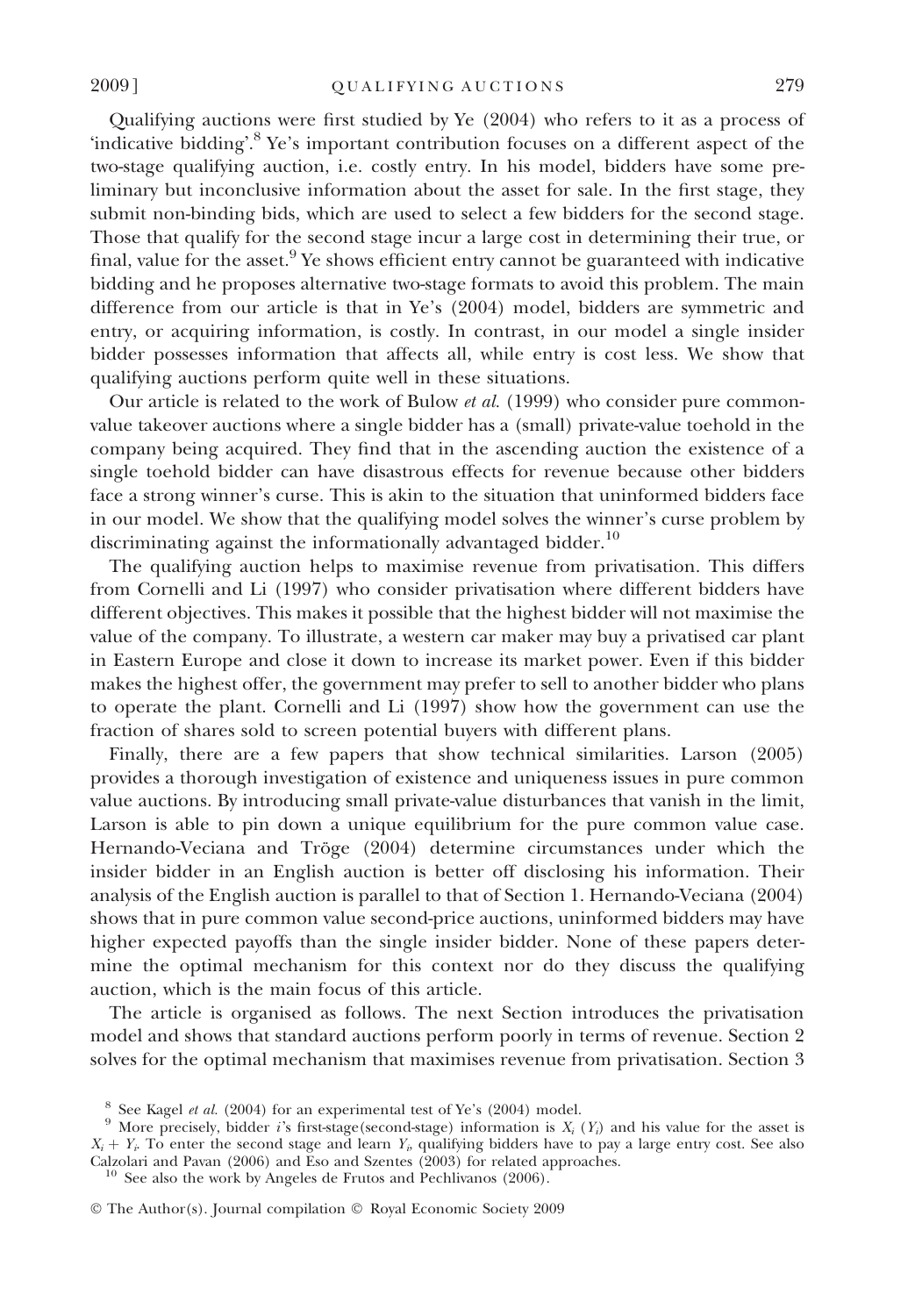Qualifying auctions were first studied by Ye (2004) who refers to it as a process of 'indicative bidding'.[8] Ye's important contribution focuses on a different aspect of the two-stage qualifying auction, i.e. costly entry. In his model, bidders have some preliminary but inconclusive information about the asset for sale. In the first stage, they submit non-binding bids, which are used to select a few bidders for the second stage. Those that qualify for the second stage incur a large cost in determining their true, or final, value for the asset.[9] Ye shows efficient entry cannot be guaranteed with indicative bidding and he proposes alternative two-stage formats to avoid this problem. The main difference from our article is that in Ye's (2004) model, bidders are symmetric and entry, or acquiring information, is costly. In contrast, in our model a single insider bidder possesses information that affects all, while entry is cost less. We show that qualifying auctions perform quite well in these situations.

Our article is related to the work of Bulow *et al.* (1999) who consider pure common-value takeover auctions where a single bidder has a (small) private-value toehold in the company being acquired. They find that in the ascending auction the existence of a single toehold bidder can have disastrous effects for revenue because other bidders face a strong winner's curse. This is akin to the situation that uninformed bidders face in our model. We show that the qualifying model solves the winner's curse problem by discriminating against the informationally advantaged bidder.[10]

The qualifying auction helps to maximise revenue from privatisation. This differs from Cornelli and Li (1997) who consider privatisation where different bidders have different objectives. This makes it possible that the highest bidder will not maximise the value of the company. To illustrate, a western car maker may buy a privatised car plant in Eastern Europe and close it down to increase its market power. Even if this bidder makes the highest offer, the government may prefer to sell to another bidder who plans to operate the plant. Cornelli and Li (1997) show how the government can use the fraction of shares sold to screen potential buyers with different plans.

Finally, there are a few papers that show technical similarities. Larson (2005) provides a thorough investigation of existence and uniqueness issues in pure common value auctions. By introducing small private-value disturbances that vanish in the limit, Larson is able to pin down a unique equilibrium for the pure common value case. Hernando-Veciana and Tröge (2004) determine circumstances under which the insider bidder in an English auction is better off disclosing his information. Their analysis of the English auction is parallel to that of Section 1. Hernando-Veciana (2004) shows that in pure common value second-price auctions, uninformed bidders may have higher expected payoffs than the single insider bidder. None of these papers determine the optimal mechanism for this context nor do they discuss the qualifying auction, which is the main focus of this article.

The article is organised as follows. The next Section introduces the privatisation model and shows that standard auctions perform poorly in terms of revenue. Section 2 solves for the optimal mechanism that maximises revenue from privatisation. Section 3

[8] See Kagel *et al.* (2004) for an experimental test of Ye's (2004) model.

[9] More precisely, bidder $i$'s first-stage(second-stage) information is $X_i$ ($Y_i$) and his value for the asset is $X_i + Y_i$. To enter the second stage and learn $Y_i$, qualifying bidders have to pay a large entry cost. See also Calzolari and Pavan (2006) and Eso and Szentes (2003) for related approaches.

[10] See also the work by Angeles de Frutos and Pechlivanos (2006).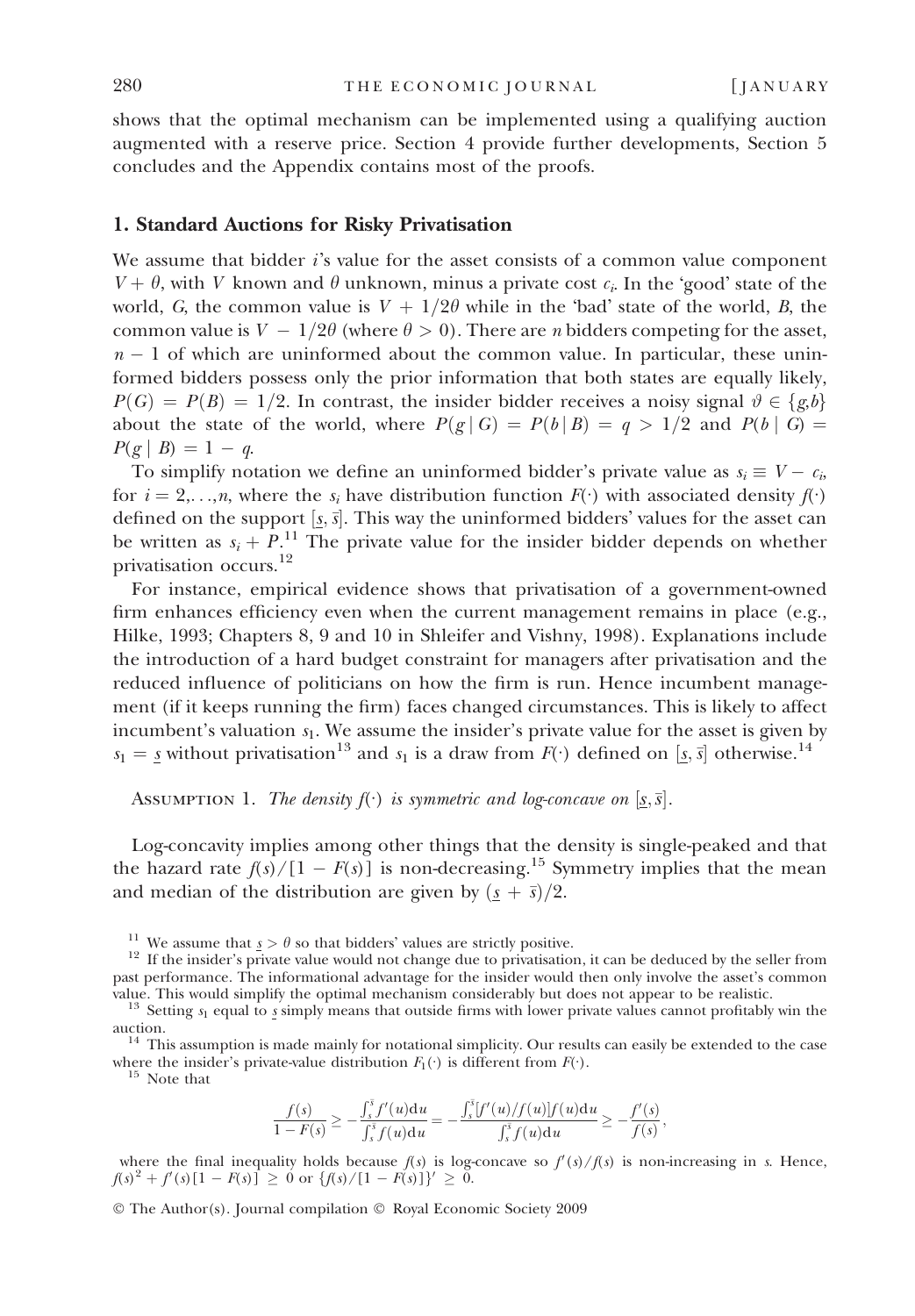shows that the optimal mechanism can be implemented using a qualifying auction augmented with a reserve price. Section 4 provide further developments, Section 5 concludes and the Appendix contains most of the proofs.

## 1. Standard Auctions for Risky Privatisation

We assume that bidder $i$'s value for the asset consists of a common value component $V + \theta$, with $V$ known and $\theta$ unknown, minus a private cost $c_i$. In the 'good' state of the world, $G$, the common value is $V + 1/2\theta$ while in the 'bad' state of the world, $B$, the common value is $V - 1/2\theta$ (where $\theta > 0$). There are $n$ bidders competing for the asset, $n - 1$ of which are uninformed about the common value. In particular, these uninformed bidders possess only the prior information that both states are equally likely, $P(G) = P(B) = 1/2$. In contrast, the insider bidder receives a noisy signal $\vartheta \in \{g,b\}$ about the state of the world, where $P(g \mid G) = P(b \mid B) = q > 1/2$ and $P(b \mid G) = P(g \mid B) = 1 - q$.

To simplify notation we define an uninformed bidder's private value as $s_i \equiv V - c_i$, for $i = 2,\ldots,n$, where the $s_i$ have distribution function $F(\cdot)$ with associated density $f(\cdot)$ defined on the support $[\underline{s}, \bar{s}]$. This way the uninformed bidders' values for the asset can be written as $s_i + P$.[11] The private value for the insider bidder depends on whether privatisation occurs.[12]

For instance, empirical evidence shows that privatisation of a government-owned firm enhances efficiency even when the current management remains in place (e.g., Hilke, 1993; Chapters 8, 9 and 10 in Shleifer and Vishny, 1998). Explanations include the introduction of a hard budget constraint for managers after privatisation and the reduced influence of politicians on how the firm is run. Hence incumbent management (if it keeps running the firm) faces changed circumstances. This is likely to affect incumbent's valuation $s_1$. We assume the insider's private value for the asset is given by $s_1 = \underline{s}$ without privatisation[13] and $s_1$ is a draw from $F(\cdot)$ defined on $[\underline{s}, \bar{s}]$ otherwise.[14]

Assumption 1. *The density $f(\cdot)$ is symmetric and log-concave on $[\underline{s}, \bar{s}]$.*

Log-concavity implies among other things that the density is single-peaked and that the hazard rate $f(s)/[1 - F(s)]$ is non-decreasing.[15] Symmetry implies that the mean and median of the distribution are given by $(\underline{s} + \bar{s})/2$.

[11] We assume that $\underline{s} > \theta$ so that bidders' values are strictly positive.

[12] If the insider's private value would not change due to privatisation, it can be deduced by the seller from past performance. The informational advantage for the insider would then only involve the asset's common value. This would simplify the optimal mechanism considerably but does not appear to be realistic.

[13] Setting $s_1$ equal to $\underline{s}$ simply means that outside firms with lower private values cannot profitably win the auction.

[14] This assumption is made mainly for notational simplicity. Our results can easily be extended to the case where the insider's private-value distribution $F_1(\cdot)$ is different from $F(\cdot)$.

[15] Note that

$$\frac{f(s)}{1 - F(s)} \geq -\frac{\int_s^{\bar{s}} f'(u)\mathrm{d}u}{\int_s^{\bar{s}} f(u)\mathrm{d}u} = -\frac{\int_s^{\bar{s}} [f'(u)/f(u)]f(u)\mathrm{d}u}{\int_s^{\bar{s}} f(u)\mathrm{d}u} \geq -\frac{f'(s)}{f(s)},$$

where the final inequality holds because $f(s)$ is log-concave so $f'(s)/f(s)$ is non-increasing in $s$. Hence, $f(s)^2 + f'(s)[1 - F(s)] \geq 0$ or $\{f(s)/[1 - F(s)]\}' \geq 0$.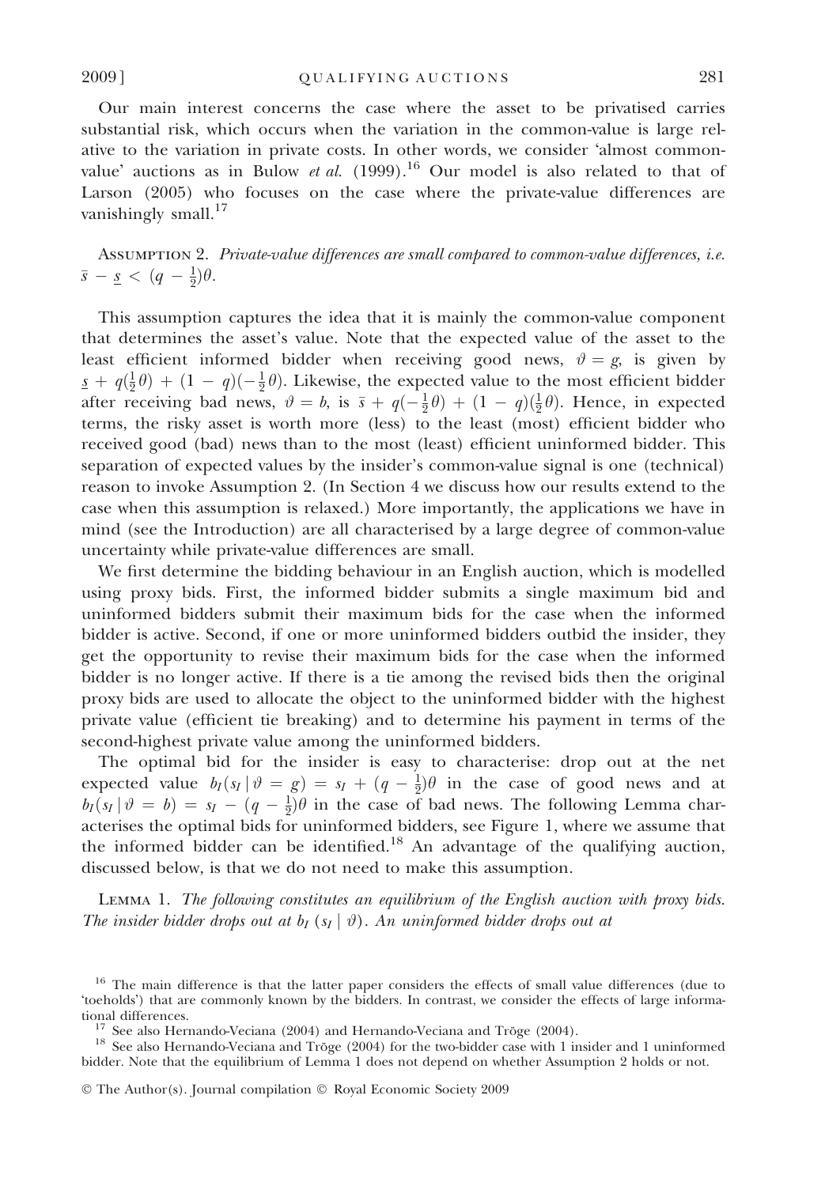Our main interest concerns the case where the asset to be privatised carries substantial risk, which occurs when the variation in the common-value is large relative to the variation in private costs. In other words, we consider 'almost common-value' auctions as in Bulow *et al.* (1999).[16] Our model is also related to that of Larson (2005) who focuses on the case where the private-value differences are vanishingly small.[17]

Assumption 2. *Private-value differences are small compared to common-value differences, i.e.* $\bar{s} - \underline{s} < (q - \frac{1}{2})\theta$.

This assumption captures the idea that it is mainly the common-value component that determines the asset's value. Note that the expected value of the asset to the least efficient informed bidder when receiving good news, $\vartheta = g$, is given by $\underline{s} + q(\frac{1}{2}\theta) + (1 - q)(-\frac{1}{2}\theta)$. Likewise, the expected value to the most efficient bidder after receiving bad news, $\vartheta = b$, is $\bar{s} + q(-\frac{1}{2}\theta) + (1 - q)(\frac{1}{2}\theta)$. Hence, in expected terms, the risky asset is worth more (less) to the least (most) efficient bidder who received good (bad) news than to the most (least) efficient uninformed bidder. This separation of expected values by the insider's common-value signal is one (technical) reason to invoke Assumption 2. (In Section 4 we discuss how our results extend to the case when this assumption is relaxed.) More importantly, the applications we have in mind (see the Introduction) are all characterised by a large degree of common-value uncertainty while private-value differences are small.

We first determine the bidding behaviour in an English auction, which is modelled using proxy bids. First, the informed bidder submits a single maximum bid and uninformed bidders submit their maximum bids for the case when the informed bidder is active. Second, if one or more uninformed bidders outbid the insider, they get the opportunity to revise their maximum bids for the case when the informed bidder is no longer active. If there is a tie among the revised bids then the original proxy bids are used to allocate the object to the uninformed bidder with the highest private value (efficient tie breaking) and to determine his payment in terms of the second-highest private value among the uninformed bidders.

The optimal bid for the insider is easy to characterise: drop out at the net expected value $b_I(s_I \mid \vartheta = g) = s_I + (q - \frac{1}{2})\theta$ in the case of good news and at $b_I(s_I \mid \vartheta = b) = s_I - (q - \frac{1}{2})\theta$ in the case of bad news. The following Lemma characterises the optimal bids for uninformed bidders, see Figure 1, where we assume that the informed bidder can be identified.[18] An advantage of the qualifying auction, discussed below, is that we do not need to make this assumption.

Lemma 1. *The following constitutes an equilibrium of the English auction with proxy bids. The insider bidder drops out at* $b_I(s_I \mid \vartheta)$. *An uninformed bidder drops out at*

[16] The main difference is that the latter paper considers the effects of small value differences (due to 'toeholds') that are commonly known by the bidders. In contrast, we consider the effects of large informational differences.

[17] See also Hernando-Veciana (2004) and Hernando-Veciana and Tröge (2004).

[18] See also Hernando-Veciana and Tröge (2004) for the two-bidder case with 1 insider and 1 uninformed bidder. Note that the equilibrium of Lemma 1 does not depend on whether Assumption 2 holds or not.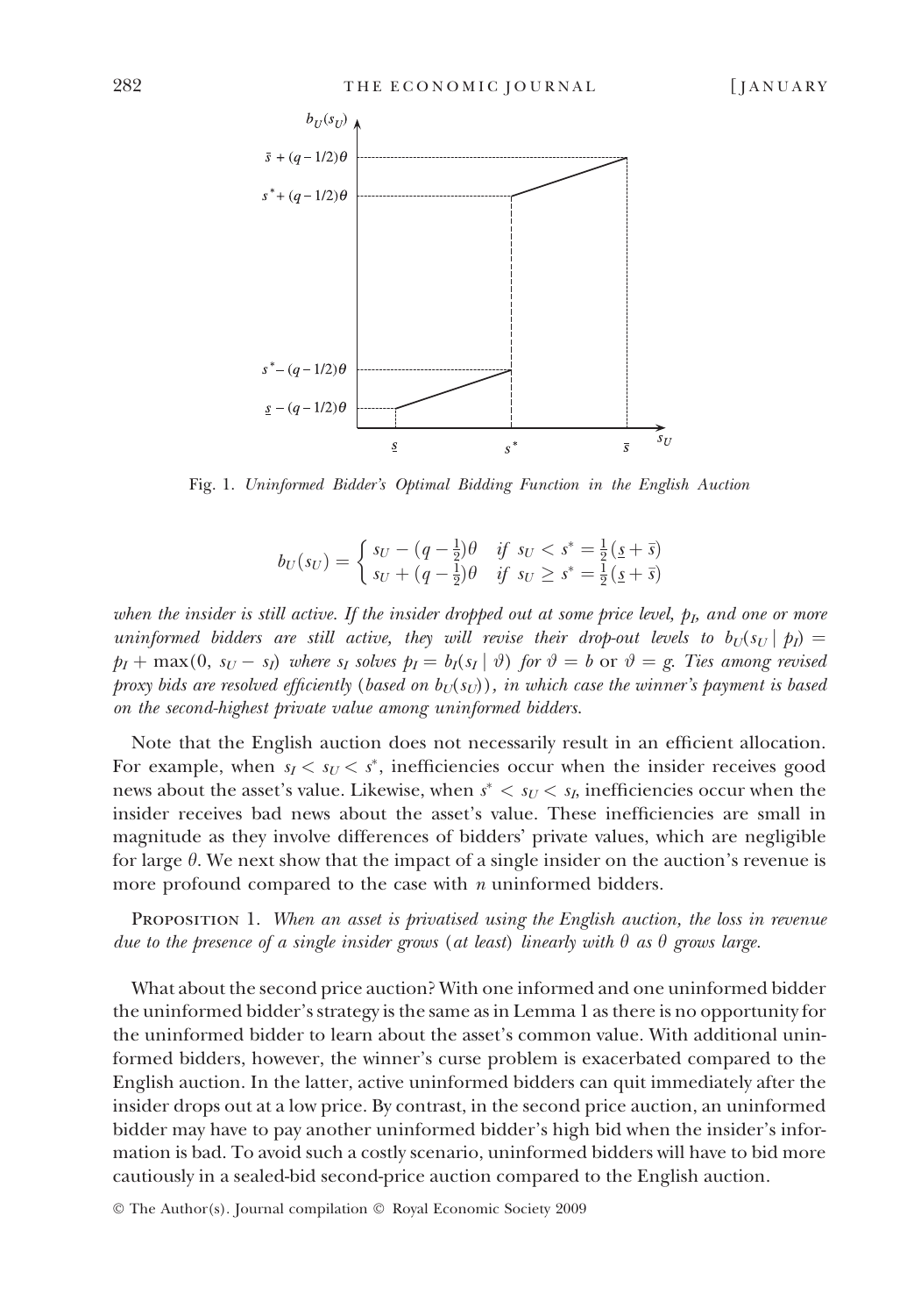Fig. 1. *Uninformed Bidder's Optimal Bidding Function in the English Auction*

$$b_U(s_U) = \begin{cases} s_U - (q - \frac{1}{2})\theta & \text{if } s_U < s^* = \frac{1}{2}(\underline{s} + \bar{s}) \\ s_U + (q - \frac{1}{2})\theta & \text{if } s_U \geq s^* = \frac{1}{2}(\underline{s} + \bar{s}) \end{cases}$$

*when the insider is still active. If the insider dropped out at some price level, $p_I$, and one or more uninformed bidders are still active, they will revise their drop-out levels to $b_U(s_U \mid p_I) = p_I + \max(0, s_U - s_I)$ where $s_I$ solves $p_I = b_I(s_I \mid \vartheta)$ for $\vartheta = b$ or $\vartheta = g$. Ties among revised proxy bids are resolved efficiently (based on $b_U(s_U)$), in which case the winner's payment is based on the second-highest private value among uninformed bidders.*

Note that the English auction does not necessarily result in an efficient allocation. For example, when $s_I < s_U < s^*$, inefficiencies occur when the insider receives good news about the asset's value. Likewise, when $s^* < s_U < s_I$, inefficiencies occur when the insider receives bad news about the asset's value. These inefficiencies are small in magnitude as they involve differences of bidders' private values, which are negligible for large $\theta$. We next show that the impact of a single insider on the auction's revenue is more profound compared to the case with $n$ uninformed bidders.

Proposition 1. *When an asset is privatised using the English auction, the loss in revenue due to the presence of a single insider grows (at least) linearly with $\theta$ as $\theta$ grows large.*

What about the second price auction? With one informed and one uninformed bidder the uninformed bidder's strategy is the same as in Lemma 1 as there is no opportunity for the uninformed bidder to learn about the asset's common value. With additional uninformed bidders, however, the winner's curse problem is exacerbated compared to the English auction. In the latter, active uninformed bidders can quit immediately after the insider drops out at a low price. By contrast, in the second price auction, an uninformed bidder may have to pay another uninformed bidder's high bid when the insider's information is bad. To avoid such a costly scenario, uninformed bidders will have to bid more cautiously in a sealed-bid second-price auction compared to the English auction.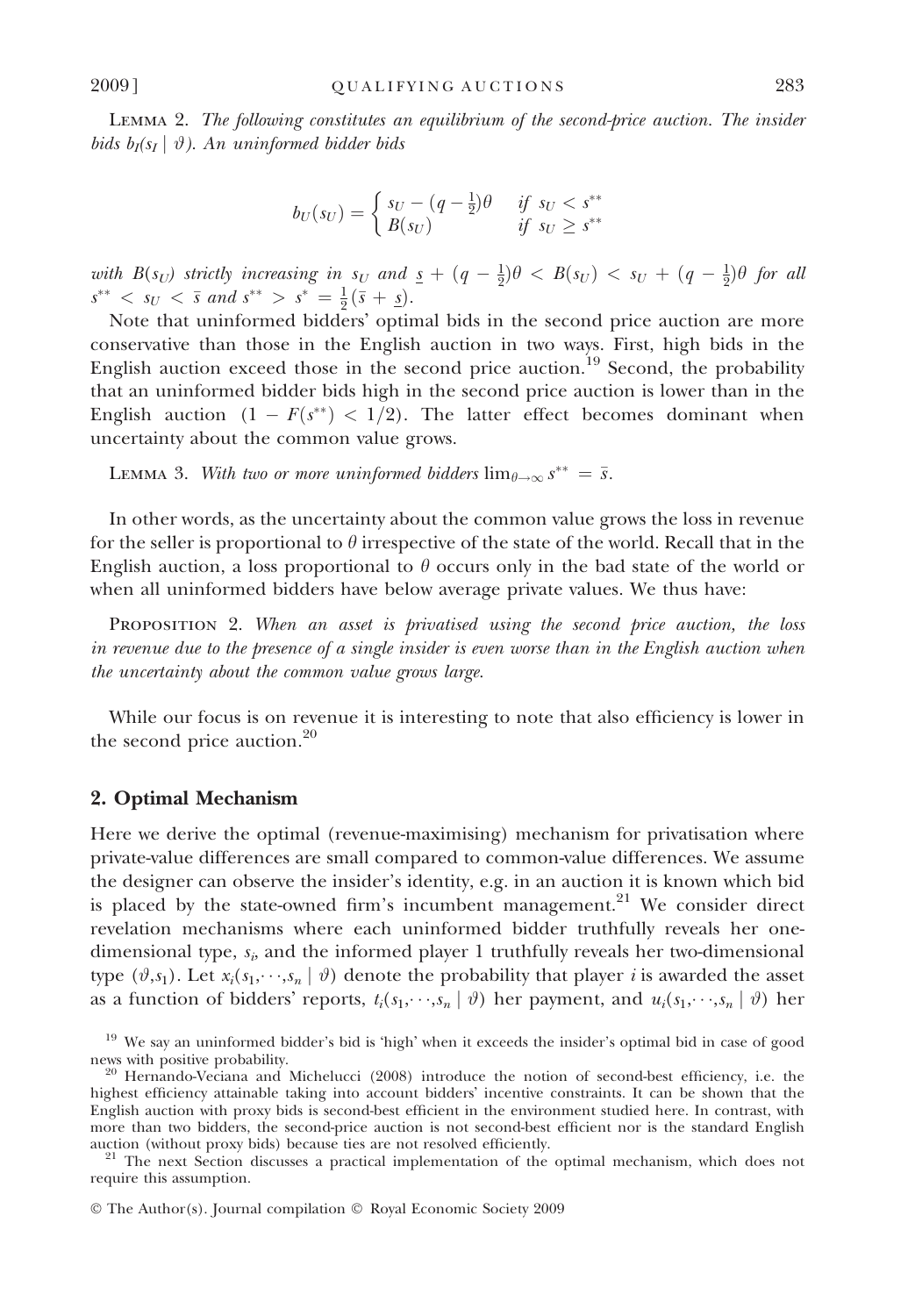LEMMA 2. *The following constitutes an equilibrium of the second-price auction. The insider bids $b_I(s_I \mid \vartheta)$. An uninformed bidder bids*

$$b_U(s_U) = \begin{cases} s_U - (q - \frac{1}{2})\theta & \text{if } s_U < s^{**} \\ B(s_U) & \text{if } s_U \geq s^{**} \end{cases}$$

*with $B(s_U)$ strictly increasing in $s_U$ and $\underline{s} + (q - \frac{1}{2})\theta < B(s_U) < s_U + (q - \frac{1}{2})\theta$ for all $s^{**} < s_U < \bar{s}$ and $s^{**} > s^* = \frac{1}{2}(\bar{s} + \underline{s})$.*

Note that uninformed bidders' optimal bids in the second price auction are more conservative than those in the English auction in two ways. First, high bids in the English auction exceed those in the second price auction.[19] Second, the probability that an uninformed bidder bids high in the second price auction is lower than in the English auction $(1 - F(s^{**}) < 1/2)$. The latter effect becomes dominant when uncertainty about the common value grows.

LEMMA 3. *With two or more uninformed bidders $\lim_{\theta \to \infty} s^{**} = \bar{s}$.*

In other words, as the uncertainty about the common value grows the loss in revenue for the seller is proportional to $\theta$ irrespective of the state of the world. Recall that in the English auction, a loss proportional to $\theta$ occurs only in the bad state of the world or when all uninformed bidders have below average private values. We thus have:

PROPOSITION 2. *When an asset is privatised using the second price auction, the loss in revenue due to the presence of a single insider is even worse than in the English auction when the uncertainty about the common value grows large.*

While our focus is on revenue it is interesting to note that also efficiency is lower in the second price auction.[20]

## 2. Optimal Mechanism

Here we derive the optimal (revenue-maximising) mechanism for privatisation where private-value differences are small compared to common-value differences. We assume the designer can observe the insider's identity, e.g. in an auction it is known which bid is placed by the state-owned firm's incumbent management.[21] We consider direct revelation mechanisms where each uninformed bidder truthfully reveals her one-dimensional type, $s_i$, and the informed player 1 truthfully reveals her two-dimensional type $(\vartheta, s_1)$. Let $x_i(s_1, \cdots, s_n \mid \vartheta)$ denote the probability that player $i$ is awarded the asset as a function of bidders' reports, $t_i(s_1, \cdots, s_n \mid \vartheta)$ her payment, and $u_i(s_1, \cdots, s_n \mid \vartheta)$ her

[19] We say an uninformed bidder's bid is 'high' when it exceeds the insider's optimal bid in case of good news with positive probability.

[20] Hernando-Veciana and Michelucci (2008) introduce the notion of second-best efficiency, i.e. the highest efficiency attainable taking into account bidders' incentive constraints. It can be shown that the English auction with proxy bids is second-best efficient in the environment studied here. In contrast, with more than two bidders, the second-price auction is not second-best efficient nor is the standard English auction (without proxy bids) because ties are not resolved efficiently.

[21] The next Section discusses a practical implementation of the optimal mechanism, which does not require this assumption.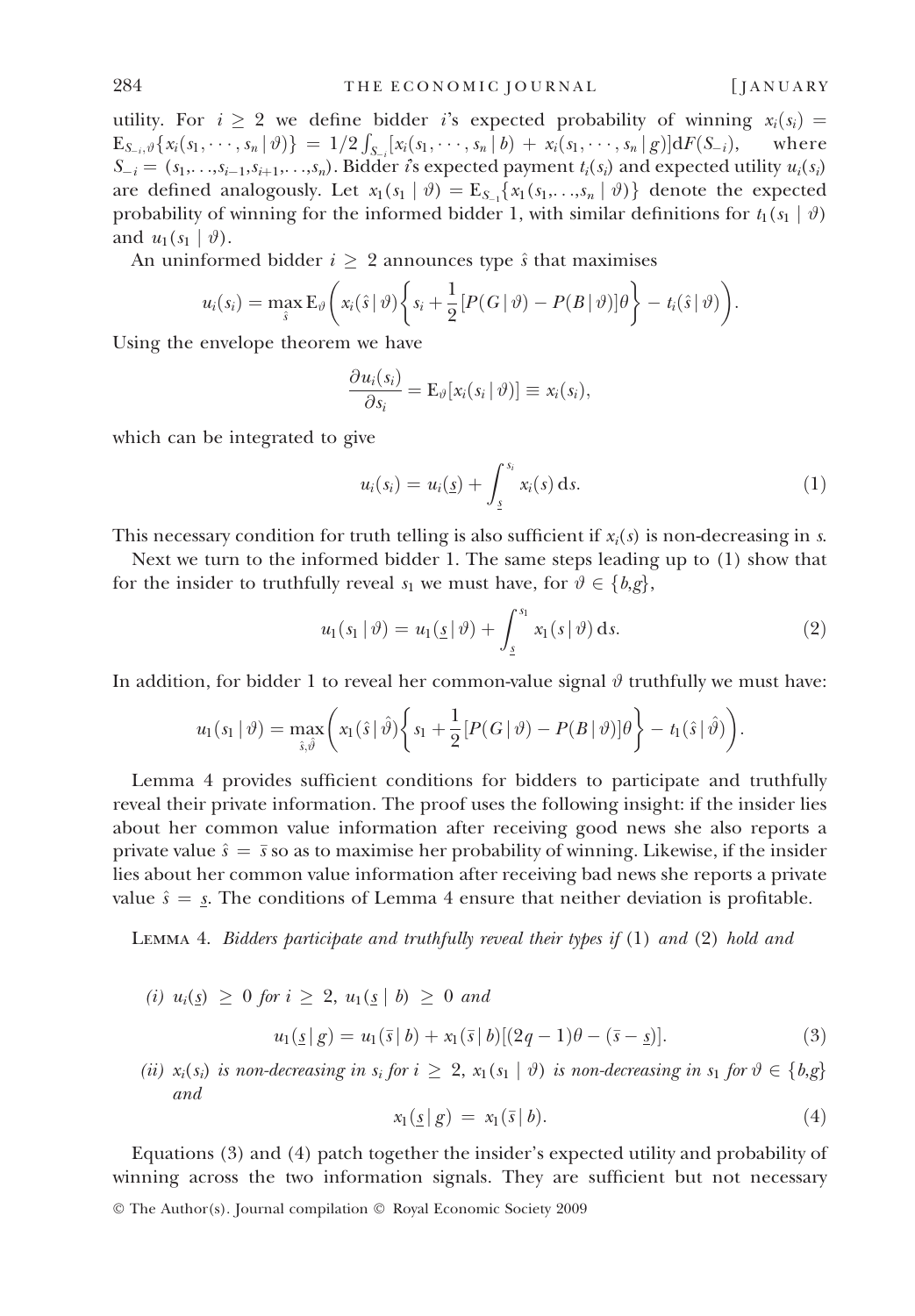utility. For $i \geq 2$ we define bidder $i$'s expected probability of winning $x_i(s_i) = \mathrm{E}_{S_{-i},\vartheta}\{x_i(s_1,\cdots,s_n\,|\,\vartheta)\} = 1/2\int_{S_{-i}}[x_i(s_1,\cdots,s_n\,|\,b) + x_i(s_1,\cdots,s_n\,|\,g)]\mathrm{d}F(S_{-i})$, where $S_{-i} = (s_1,\ldots,s_{i-1},s_{i+1},\ldots,s_n)$. Bidder $i$'s expected payment $t_i(s_i)$ and expected utility $u_i(s_i)$ are defined analogously. Let $x_1(s_1\,|\,\vartheta) = \mathrm{E}_{S_{-1}}\{x_1(s_1,\ldots,s_n\,|\,\vartheta)\}$ denote the expected probability of winning for the informed bidder 1, with similar definitions for $t_1(s_1\,|\,\vartheta)$ and $u_1(s_1\,|\,\vartheta)$.

An uninformed bidder $i \geq 2$ announces type $\hat{s}$ that maximises

$$u_i(s_i) = \max_{\hat{s}} \mathrm{E}_\vartheta\left(x_i(\hat{s}\,|\,\vartheta)\left\{s_i + \frac{1}{2}[P(G\,|\,\vartheta) - P(B\,|\,\vartheta)]\theta\right\} - t_i(\hat{s}\,|\,\vartheta)\right).$$

Using the envelope theorem we have

$$\frac{\partial u_i(s_i)}{\partial s_i} = \mathrm{E}_\vartheta[x_i(s_i\,|\,\vartheta)] \equiv x_i(s_i),$$

which can be integrated to give

$$u_i(s_i) = u_i(\underline{s}) + \int_{\underline{s}}^{s_i} x_i(s)\,\mathrm{d}s. \tag{1}$$

This necessary condition for truth telling is also sufficient if $x_i(s)$ is non-decreasing in $s$.

Next we turn to the informed bidder 1. The same steps leading up to (1) show that for the insider to truthfully reveal $s_1$ we must have, for $\vartheta \in \{b,g\}$,

$$u_1(s_1\,|\,\vartheta) = u_1(\underline{s}\,|\,\vartheta) + \int_{\underline{s}}^{s_1} x_1(s\,|\,\vartheta)\,\mathrm{d}s. \tag{2}$$

In addition, for bidder 1 to reveal her common-value signal $\vartheta$ truthfully we must have:

$$u_1(s_1\,|\,\vartheta) = \max_{\hat{s},\hat{\vartheta}}\left(x_1(\hat{s}\,|\,\hat{\vartheta})\left\{s_1 + \frac{1}{2}[P(G\,|\,\vartheta) - P(B\,|\,\vartheta)]\theta\right\} - t_1(\hat{s}\,|\,\hat{\vartheta})\right).$$

Lemma 4 provides sufficient conditions for bidders to participate and truthfully reveal their private information. The proof uses the following insight: if the insider lies about her common value information after receiving good news she also reports a private value $\hat{s} = \bar{s}$ so as to maximise her probability of winning. Likewise, if the insider lies about her common value information after receiving bad news she reports a private value $\hat{s} = \underline{s}$. The conditions of Lemma 4 ensure that neither deviation is profitable.

Lemma 4. *Bidders participate and truthfully reveal their types if* (1) *and* (2) *hold and*

(i) $u_i(\underline{s}) \geq 0$ *for* $i \geq 2$, $u_1(\underline{s}\,|\,b) \geq 0$ *and*

$$u_1(\underline{s}\,|\,g) = u_1(\bar{s}\,|\,b) + x_1(\bar{s}\,|\,b)[(2q-1)\theta - (\bar{s} - \underline{s})]. \tag{3}$$

(ii) $x_i(s_i)$ *is non-decreasing in* $s_i$ *for* $i \geq 2$, $x_1(s_1\,|\,\vartheta)$ *is non-decreasing in* $s_1$ *for* $\vartheta \in \{b,g\}$ *and*

$$x_1(\underline{s}\,|\,g) = x_1(\bar{s}\,|\,b). \tag{4}$$

Equations (3) and (4) patch together the insider's expected utility and probability of winning across the two information signals. They are sufficient but not necessary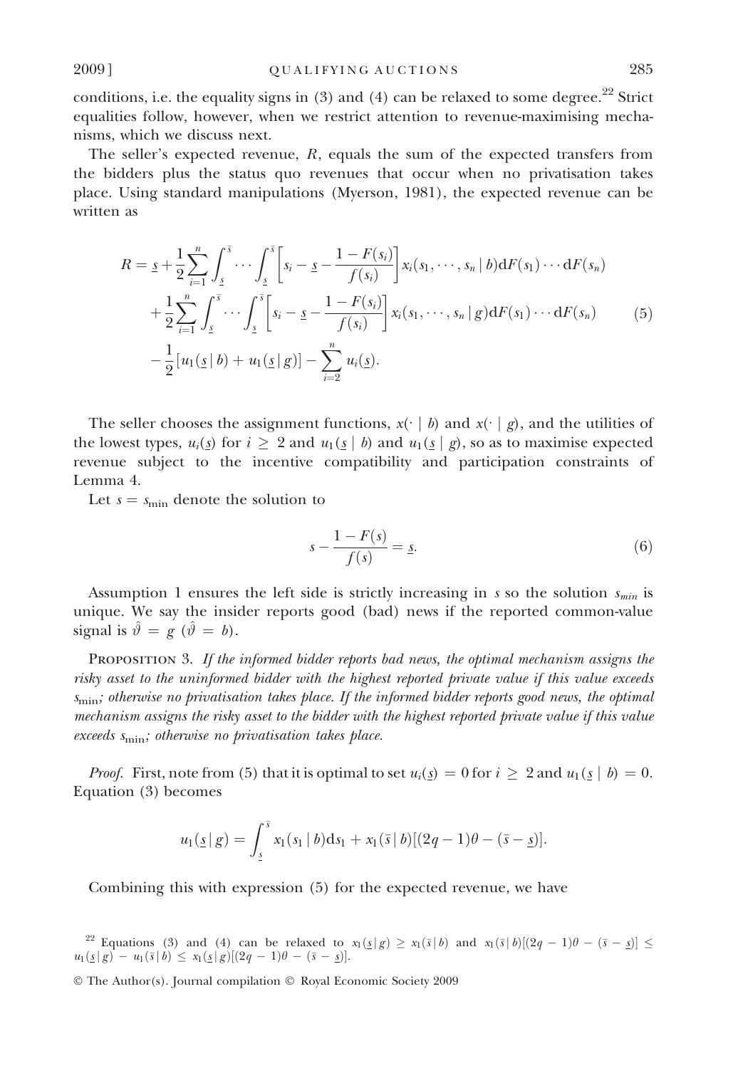conditions, i.e. the equality signs in (3) and (4) can be relaxed to some degree.[22] Strict equalities follow, however, when we restrict attention to revenue-maximising mechanisms, which we discuss next.

The seller's expected revenue, $R$, equals the sum of the expected transfers from the bidders plus the status quo revenues that occur when no privatisation takes place. Using standard manipulations (Myerson, 1981), the expected revenue can be written as

$$
\begin{aligned}
R = \underline{s} &+ \frac{1}{2}\sum_{i=1}^{n}\int_{\underline{s}}^{\bar{s}}\cdots\int_{\underline{s}}^{\bar{s}}\left[s_i - \underline{s} - \frac{1-F(s_i)}{f(s_i)}\right]x_i(s_1,\cdots,s_n\,|\,b)\mathrm{d}F(s_1)\cdots\mathrm{d}F(s_n) \\
&+ \frac{1}{2}\sum_{i=1}^{n}\int_{\underline{s}}^{\bar{s}}\cdots\int_{\underline{s}}^{\bar{s}}\left[s_i - \underline{s} - \frac{1-F(s_i)}{f(s_i)}\right]x_i(s_1,\cdots,s_n\,|\,g)\mathrm{d}F(s_1)\cdots\mathrm{d}F(s_n) \qquad (5)\\
&- \frac{1}{2}[u_1(\underline{s}\,|\,b) + u_1(\underline{s}\,|\,g)] - \sum_{i=2}^{n}u_i(\underline{s}).
\end{aligned}
$$

The seller chooses the assignment functions, $x(\cdot\,|\,b)$ and $x(\cdot\,|\,g)$, and the utilities of the lowest types, $u_i(\underline{s})$ for $i \geq 2$ and $u_1(\underline{s}\,|\,b)$ and $u_1(\underline{s}\,|\,g)$, so as to maximise expected revenue subject to the incentive compatibility and participation constraints of Lemma 4.

Let $s = s_{\min}$ denote the solution to

$$
s - \frac{1-F(s)}{f(s)} = \underline{s}. \qquad (6)
$$

Assumption 1 ensures the left side is strictly increasing in $s$ so the solution $s_{min}$ is unique. We say the insider reports good (bad) news if the reported common-value signal is $\hat{\vartheta} = g$ ($\hat{\vartheta} = b$).

Proposition 3. *If the informed bidder reports bad news, the optimal mechanism assigns the risky asset to the uninformed bidder with the highest reported private value if this value exceeds* $s_{\min}$*; otherwise no privatisation takes place. If the informed bidder reports good news, the optimal mechanism assigns the risky asset to the bidder with the highest reported private value if this value exceeds* $s_{\min}$*; otherwise no privatisation takes place.*

*Proof.* First, note from (5) that it is optimal to set $u_i(\underline{s}) = 0$ for $i \geq 2$ and $u_1(\underline{s}\,|\,b) = 0$. Equation (3) becomes

$$
u_1(\underline{s}\,|\,g) = \int_{\underline{s}}^{\bar{s}} x_1(s_1\,|\,b)\mathrm{d}s_1 + x_1(\bar{s}\,|\,b)[(2q-1)\theta - (\bar{s} - \underline{s})].
$$

Combining this with expression (5) for the expected revenue, we have

[22] Equations (3) and (4) can be relaxed to $x_1(\underline{s}\,|\,g) \geq x_1(\bar{s}\,|\,b)$ and $x_1(\bar{s}\,|\,b)[(2q-1)\theta - (\bar{s} - \underline{s})] \leq u_1(\underline{s}\,|\,g) - u_1(\bar{s}\,|\,b) \leq x_1(\underline{s}\,|\,g)[(2q-1)\theta - (\bar{s} - \underline{s})]$.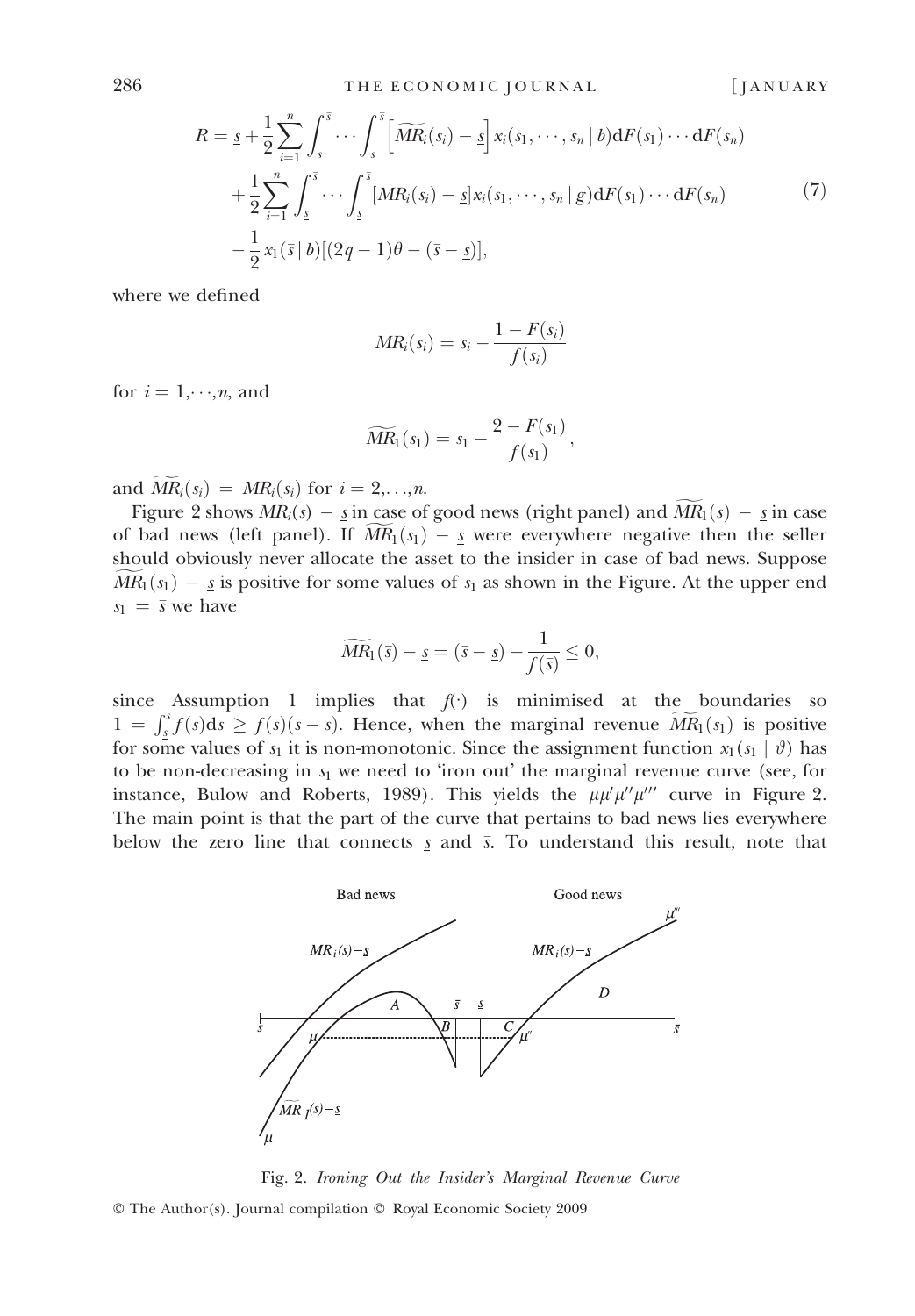$$R = \underline{s} + \frac{1}{2}\sum_{i=1}^{n}\int_{\underline{s}}^{\bar{s}}\cdots\int_{\underline{s}}^{\bar{s}}\left[\widetilde{MR}_i(s_i) - \underline{s}\right]x_i(s_1,\cdots,s_n\,|\,b)\mathrm{d}F(s_1)\cdots\mathrm{d}F(s_n)$$
$$+\frac{1}{2}\sum_{i=1}^{n}\int_{\underline{s}}^{\bar{s}}\cdots\int_{\underline{s}}^{\bar{s}}[MR_i(s_i) - \underline{s}]x_i(s_1,\cdots,s_n\,|\,g)\mathrm{d}F(s_1)\cdots\mathrm{d}F(s_n) \tag{7}$$
$$-\frac{1}{2}x_1(\bar{s}\,|\,b)[(2q-1)\theta - (\bar{s}-\underline{s})],$$

where we defined

$$MR_i(s_i) = s_i - \frac{1-F(s_i)}{f(s_i)}$$

for $i = 1,\cdots,n$, and

$$\widetilde{MR}_1(s_1) = s_1 - \frac{2-F(s_1)}{f(s_1)},$$

and $\widetilde{MR}_i(s_i) = MR_i(s_i)$ for $i = 2,\ldots,n$.

Figure 2 shows $MR_i(s) - \underline{s}$ in case of good news (right panel) and $\widetilde{MR}_1(s) - \underline{s}$ in case of bad news (left panel). If $\widetilde{MR}_1(s_1) - \underline{s}$ were everywhere negative then the seller should obviously never allocate the asset to the insider in case of bad news. Suppose $\widetilde{MR}_1(s_1) - \underline{s}$ is positive for some values of $s_1$ as shown in the Figure. At the upper end $s_1 = \bar{s}$ we have

$$\widetilde{MR}_1(\bar{s}) - \underline{s} = (\bar{s} - \underline{s}) - \frac{1}{f(\bar{s})} \leq 0,$$

since Assumption 1 implies that $f(\cdot)$ is minimised at the boundaries so $1 = \int_{\underline{s}}^{\bar{s}} f(s)\mathrm{d}s \geq f(\bar{s})(\bar{s}-\underline{s})$. Hence, when the marginal revenue $\widetilde{MR}_1(s_1)$ is positive for some values of $s_1$ it is non-monotonic. Since the assignment function $x_1(s_1\,|\,\vartheta)$ has to be non-decreasing in $s_1$ we need to 'iron out' the marginal revenue curve (see, for instance, Bulow and Roberts, 1989). This yields the $\mu\mu'\mu''\mu'''$ curve in Figure 2. The main point is that the part of the curve that pertains to bad news lies everywhere below the zero line that connects $\underline{s}$ and $\bar{s}$. To understand this result, note that

Fig. 2. *Ironing Out the Insider's Marginal Revenue Curve*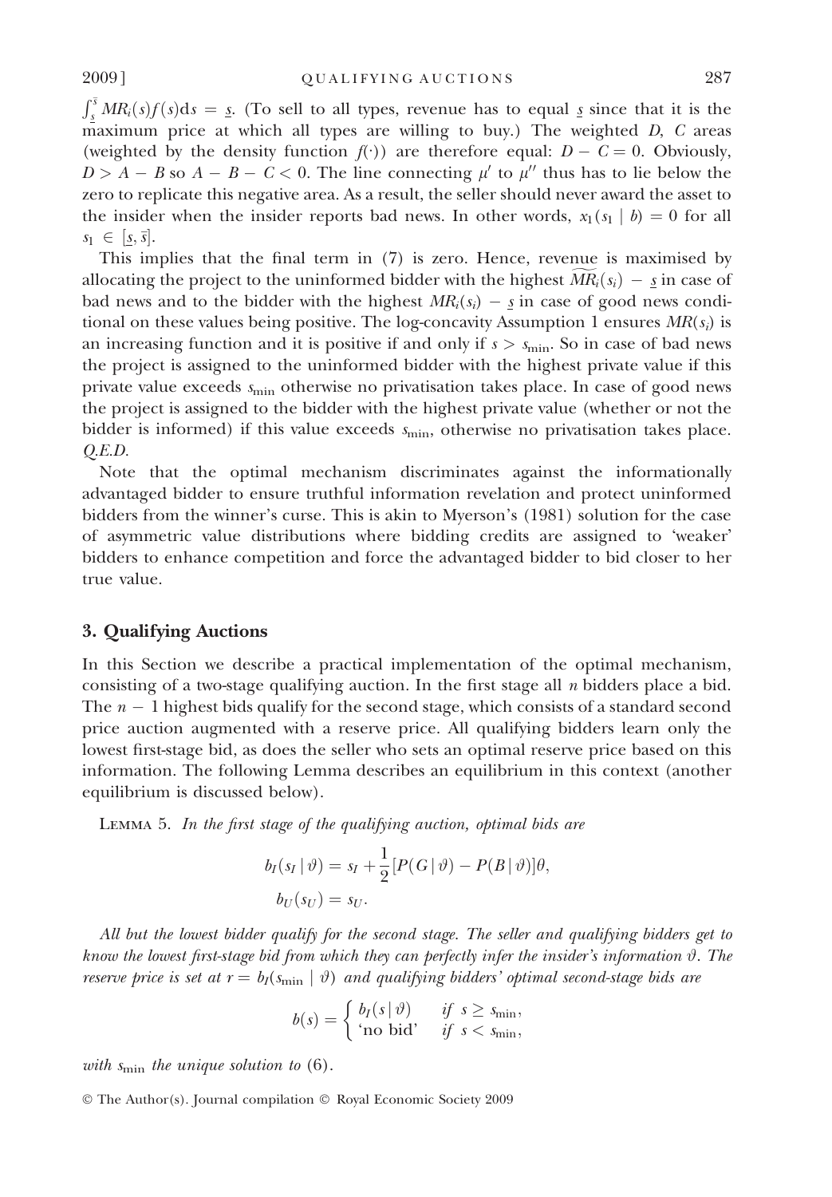$\int_{\underline{s}}^{\bar{s}} MR_i(s)f(s)\mathrm{d}s = \underline{s}$. (To sell to all types, revenue has to equal $\underline{s}$ since that it is the maximum price at which all types are willing to buy.) The weighted $D$, $C$ areas (weighted by the density function $f(\cdot)$) are therefore equal: $D - C = 0$. Obviously, $D > A - B$ so $A - B - C < 0$. The line connecting $\mu'$ to $\mu''$ thus has to lie below the zero to replicate this negative area. As a result, the seller should never award the asset to the insider when the insider reports bad news. In other words, $x_1(s_1 \mid b) = 0$ for all $s_1 \in [\underline{s}, \bar{s}]$.

This implies that the final term in (7) is zero. Hence, revenue is maximised by allocating the project to the uninformed bidder with the highest $\widetilde{MR}_i(s_i) - \underline{s}$ in case of bad news and to the bidder with the highest $MR_i(s_i) - \underline{s}$ in case of good news conditional on these values being positive. The log-concavity Assumption 1 ensures $MR(s_i)$ is an increasing function and it is positive if and only if $s > s_{\min}$. So in case of bad news the project is assigned to the uninformed bidder with the highest private value if this private value exceeds $s_{\min}$ otherwise no privatisation takes place. In case of good news the project is assigned to the bidder with the highest private value (whether or not the bidder is informed) if this value exceeds $s_{\min}$, otherwise no privatisation takes place. *Q.E.D.*

Note that the optimal mechanism discriminates against the informationally advantaged bidder to ensure truthful information revelation and protect uninformed bidders from the winner's curse. This is akin to Myerson's (1981) solution for the case of asymmetric value distributions where bidding credits are assigned to 'weaker' bidders to enhance competition and force the advantaged bidder to bid closer to her true value.

## 3. Qualifying Auctions

In this Section we describe a practical implementation of the optimal mechanism, consisting of a two-stage qualifying auction. In the first stage all $n$ bidders place a bid. The $n - 1$ highest bids qualify for the second stage, which consists of a standard second price auction augmented with a reserve price. All qualifying bidders learn only the lowest first-stage bid, as does the seller who sets an optimal reserve price based on this information. The following Lemma describes an equilibrium in this context (another equilibrium is discussed below).

LEMMA 5. *In the first stage of the qualifying auction, optimal bids are*

$$b_I(s_I \mid \vartheta) = s_I + \frac{1}{2}[P(G \mid \vartheta) - P(B \mid \vartheta)]\theta,$$
$$b_U(s_U) = s_U.$$

*All but the lowest bidder qualify for the second stage. The seller and qualifying bidders get to know the lowest first-stage bid from which they can perfectly infer the insider's information $\vartheta$. The reserve price is set at $r = b_I(s_{\min} \mid \vartheta)$ and qualifying bidders' optimal second-stage bids are*

$$b(s) = \begin{cases} b_I(s \mid \vartheta) & \text{if } s \geq s_{\min}, \\ \text{'no bid'} & \text{if } s < s_{\min}, \end{cases}$$

*with $s_{\min}$ the unique solution to* (6).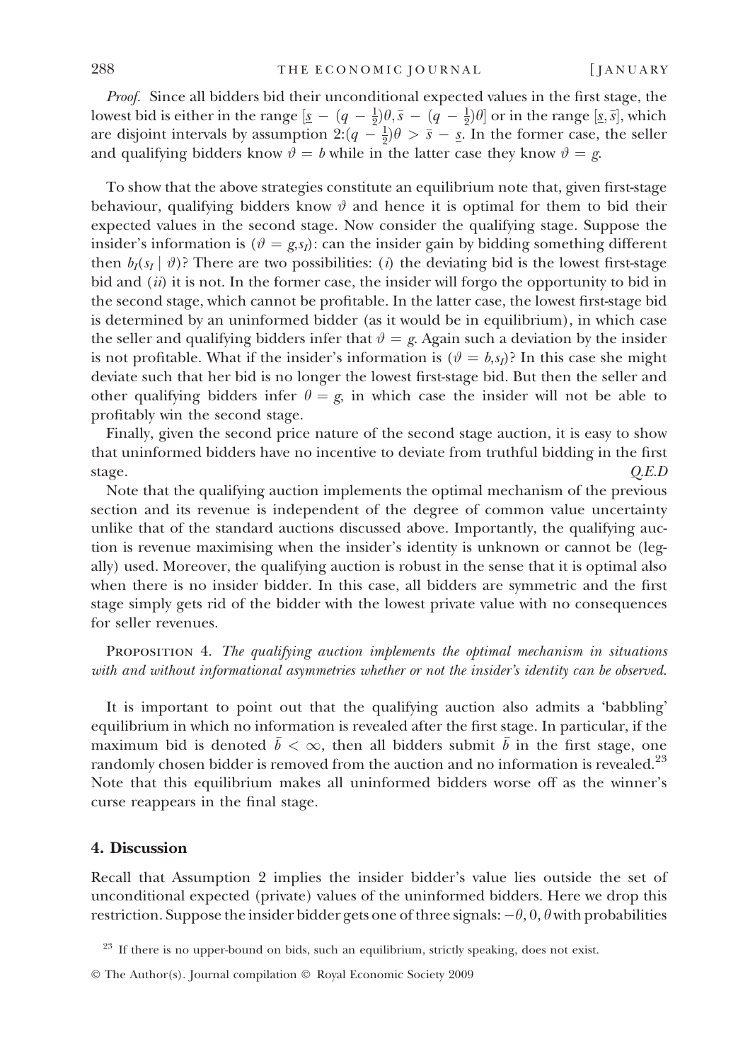*Proof.* Since all bidders bid their unconditional expected values in the first stage, the lowest bid is either in the range $[\underline{s} - (q - \frac{1}{2})\theta, \bar{s} - (q - \frac{1}{2})\theta]$ or in the range $[\underline{s}, \bar{s}]$, which are disjoint intervals by assumption 2:$(q - \frac{1}{2})\theta > \bar{s} - \underline{s}$. In the former case, the seller and qualifying bidders know $\vartheta = b$ while in the latter case they know $\vartheta = g$.

To show that the above strategies constitute an equilibrium note that, given first-stage behaviour, qualifying bidders know $\vartheta$ and hence it is optimal for them to bid their expected values in the second stage. Now consider the qualifying stage. Suppose the insider's information is $(\vartheta = g, s_I)$: can the insider gain by bidding something different then $b_I(s_I \mid \vartheta)$? There are two possibilities: (*i*) the deviating bid is the lowest first-stage bid and (*ii*) it is not. In the former case, the insider will forgo the opportunity to bid in the second stage, which cannot be profitable. In the latter case, the lowest first-stage bid is determined by an uninformed bidder (as it would be in equilibrium), in which case the seller and qualifying bidders infer that $\vartheta = g$. Again such a deviation by the insider is not profitable. What if the insider's information is $(\vartheta = b, s_I)$? In this case she might deviate such that her bid is no longer the lowest first-stage bid. But then the seller and other qualifying bidders infer $\theta = g$, in which case the insider will not be able to profitably win the second stage.

Finally, given the second price nature of the second stage auction, it is easy to show that uninformed bidders have no incentive to deviate from truthful bidding in the first stage. *Q.E.D*

Note that the qualifying auction implements the optimal mechanism of the previous section and its revenue is independent of the degree of common value uncertainty unlike that of the standard auctions discussed above. Importantly, the qualifying auction is revenue maximising when the insider's identity is unknown or cannot be (legally) used. Moreover, the qualifying auction is robust in the sense that it is optimal also when there is no insider bidder. In this case, all bidders are symmetric and the first stage simply gets rid of the bidder with the lowest private value with no consequences for seller revenues.

PROPOSITION 4. *The qualifying auction implements the optimal mechanism in situations with and without informational asymmetries whether or not the insider's identity can be observed.*

It is important to point out that the qualifying auction also admits a 'babbling' equilibrium in which no information is revealed after the first stage. In particular, if the maximum bid is denoted $\bar{b} < \infty$, then all bidders submit $\bar{b}$ in the first stage, one randomly chosen bidder is removed from the auction and no information is revealed.[23] Note that this equilibrium makes all uninformed bidders worse off as the winner's curse reappears in the final stage.

## 4. Discussion

Recall that Assumption 2 implies the insider bidder's value lies outside the set of unconditional expected (private) values of the uninformed bidders. Here we drop this restriction. Suppose the insider bidder gets one of three signals: $-\theta, 0, \theta$ with probabilities

[23] If there is no upper-bound on bids, such an equilibrium, strictly speaking, does not exist.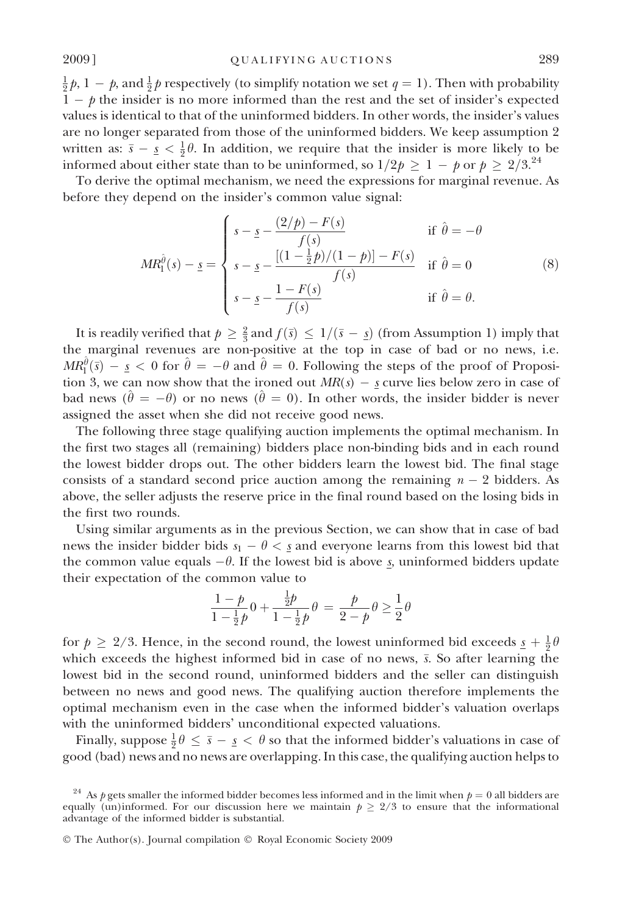$\frac{1}{2}p$, $1 - p$, and $\frac{1}{2}p$ respectively (to simplify notation we set $q = 1$). Then with probability $1 - p$ the insider is no more informed than the rest and the set of insider's expected values is identical to that of the uninformed bidders. In other words, the insider's values are no longer separated from those of the uninformed bidders. We keep assumption 2 written as: $\bar{s} - \underline{s} < \frac{1}{2}\theta$. In addition, we require that the insider is more likely to be informed about either state than to be uninformed, so $1/2p \geq 1 - p$ or $p \geq 2/3$.[24]

To derive the optimal mechanism, we need the expressions for marginal revenue. As before they depend on the insider's common value signal:

$$MR_1^{\hat{\theta}}(s) - \underline{s} = \begin{cases} s - \underline{s} - \dfrac{(2/p) - F(s)}{f(s)} & \text{if } \hat{\theta} = -\theta \\ s - \underline{s} - \dfrac{[(1 - \frac{1}{2}p)/(1-p)] - F(s)}{f(s)} & \text{if } \hat{\theta} = 0 \\ s - \underline{s} - \dfrac{1 - F(s)}{f(s)} & \text{if } \hat{\theta} = \theta. \end{cases} \tag{8}$$

It is readily verified that $p \geq \frac{2}{3}$ and $f(\bar{s}) \leq 1/(\bar{s} - \underline{s})$ (from Assumption 1) imply that the marginal revenues are non-positive at the top in case of bad or no news, i.e. $MR_1^{\hat{\theta}}(\bar{s}) - \underline{s} < 0$ for $\hat{\theta} = -\theta$ and $\hat{\theta} = 0$. Following the steps of the proof of Proposition 3, we can now show that the ironed out $MR(s) - \underline{s}$ curve lies below zero in case of bad news ($\hat{\theta} = -\theta$) or no news ($\hat{\theta} = 0$). In other words, the insider bidder is never assigned the asset when she did not receive good news.

The following three stage qualifying auction implements the optimal mechanism. In the first two stages all (remaining) bidders place non-binding bids and in each round the lowest bidder drops out. The other bidders learn the lowest bid. The final stage consists of a standard second price auction among the remaining $n - 2$ bidders. As above, the seller adjusts the reserve price in the final round based on the losing bids in the first two rounds.

Using similar arguments as in the previous Section, we can show that in case of bad news the insider bidder bids $s_1 - \theta < \underline{s}$ and everyone learns from this lowest bid that the common value equals $-\theta$. If the lowest bid is above $\underline{s}$, uninformed bidders update their expectation of the common value to

$$\frac{1-p}{1-\frac{1}{2}p}0 + \frac{\frac{1}{2}p}{1-\frac{1}{2}p}\theta = \frac{p}{2-p}\theta \geq \frac{1}{2}\theta$$

for $p \geq 2/3$. Hence, in the second round, the lowest uninformed bid exceeds $\underline{s} + \frac{1}{2}\theta$ which exceeds the highest informed bid in case of no news, $\bar{s}$. So after learning the lowest bid in the second round, uninformed bidders and the seller can distinguish between no news and good news. The qualifying auction therefore implements the optimal mechanism even in the case when the informed bidder's valuation overlaps with the uninformed bidders' unconditional expected valuations.

Finally, suppose $\frac{1}{2}\theta \leq \bar{s} - \underline{s} < \theta$ so that the informed bidder's valuations in case of good (bad) news and no news are overlapping. In this case, the qualifying auction helps to

[24] As $p$ gets smaller the informed bidder becomes less informed and in the limit when $p = 0$ all bidders are equally (un)informed. For our discussion here we maintain $p \geq 2/3$ to ensure that the informational advantage of the informed bidder is substantial.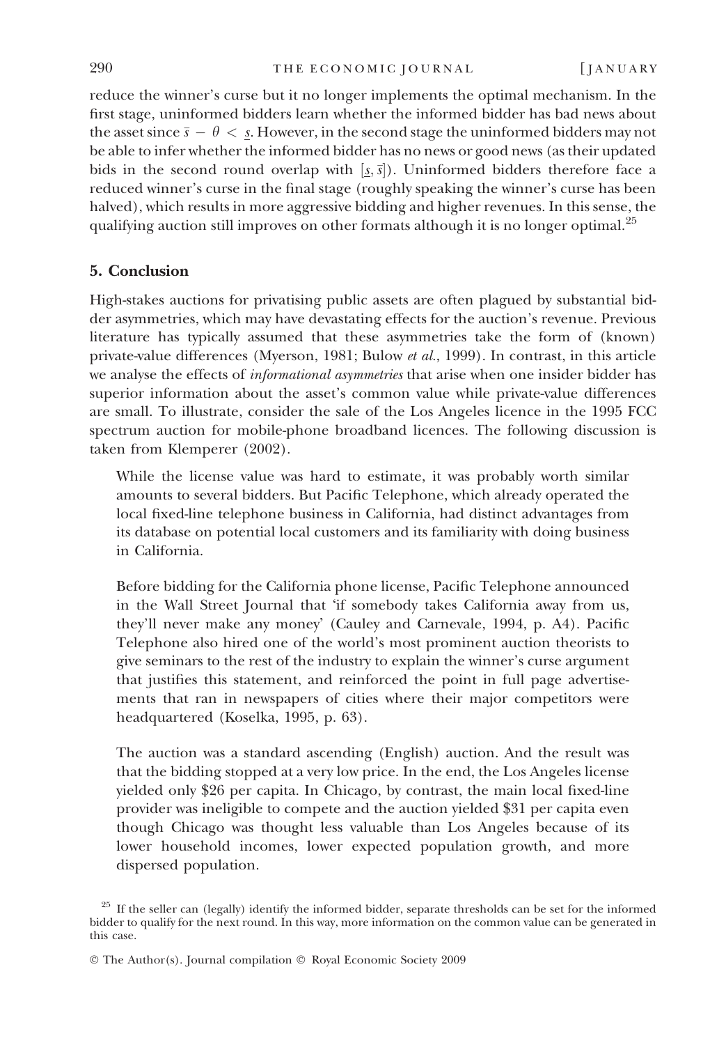reduce the winner's curse but it no longer implements the optimal mechanism. In the first stage, uninformed bidders learn whether the informed bidder has bad news about the asset since $\bar{s} - \theta < \underline{s}$. However, in the second stage the uninformed bidders may not be able to infer whether the informed bidder has no news or good news (as their updated bids in the second round overlap with $[\underline{s}, \bar{s}]$). Uninformed bidders therefore face a reduced winner's curse in the final stage (roughly speaking the winner's curse has been halved), which results in more aggressive bidding and higher revenues. In this sense, the qualifying auction still improves on other formats although it is no longer optimal.[25]

## 5. Conclusion

High-stakes auctions for privatising public assets are often plagued by substantial bidder asymmetries, which may have devastating effects for the auction's revenue. Previous literature has typically assumed that these asymmetries take the form of (known) private-value differences (Myerson, 1981; Bulow *et al.*, 1999). In contrast, in this article we analyse the effects of *informational asymmetries* that arise when one insider bidder has superior information about the asset's common value while private-value differences are small. To illustrate, consider the sale of the Los Angeles licence in the 1995 FCC spectrum auction for mobile-phone broadband licences. The following discussion is taken from Klemperer (2002).

> While the license value was hard to estimate, it was probably worth similar amounts to several bidders. But Pacific Telephone, which already operated the local fixed-line telephone business in California, had distinct advantages from its database on potential local customers and its familiarity with doing business in California.
>
> Before bidding for the California phone license, Pacific Telephone announced in the Wall Street Journal that 'if somebody takes California away from us, they'll never make any money' (Cauley and Carnevale, 1994, p. A4). Pacific Telephone also hired one of the world's most prominent auction theorists to give seminars to the rest of the industry to explain the winner's curse argument that justifies this statement, and reinforced the point in full page advertisements that ran in newspapers of cities where their major competitors were headquartered (Koselka, 1995, p. 63).
>
> The auction was a standard ascending (English) auction. And the result was that the bidding stopped at a very low price. In the end, the Los Angeles license yielded only \$26 per capita. In Chicago, by contrast, the main local fixed-line provider was ineligible to compete and the auction yielded \$31 per capita even though Chicago was thought less valuable than Los Angeles because of its lower household incomes, lower expected population growth, and more dispersed population.

[25] If the seller can (legally) identify the informed bidder, separate thresholds can be set for the informed bidder to qualify for the next round. In this way, more information on the common value can be generated in this case.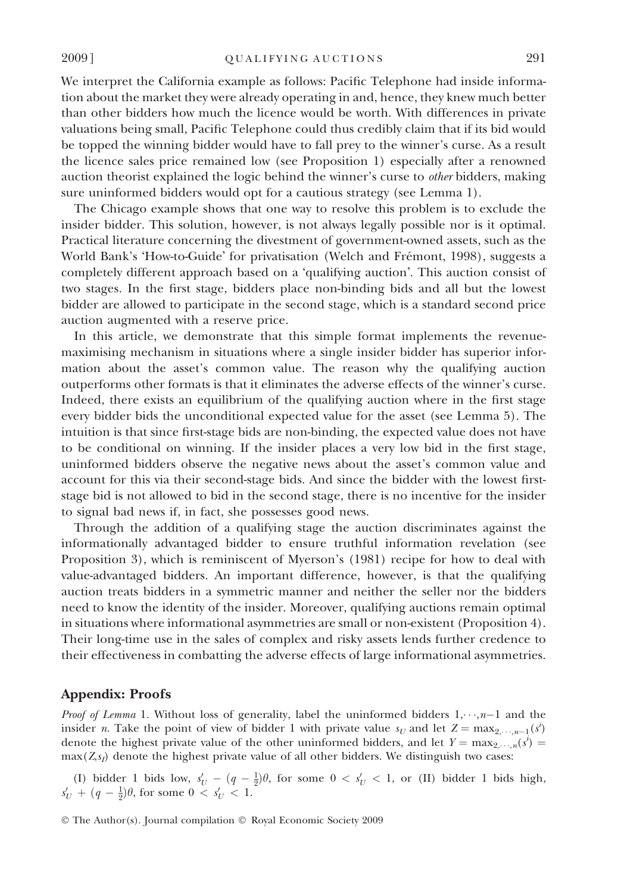We interpret the California example as follows: Pacific Telephone had inside information about the market they were already operating in and, hence, they knew much better than other bidders how much the licence would be worth. With differences in private valuations being small, Pacific Telephone could thus credibly claim that if its bid would be topped the winning bidder would have to fall prey to the winner's curse. As a result the licence sales price remained low (see Proposition 1) especially after a renowned auction theorist explained the logic behind the winner's curse to *other* bidders, making sure uninformed bidders would opt for a cautious strategy (see Lemma 1).

The Chicago example shows that one way to resolve this problem is to exclude the insider bidder. This solution, however, is not always legally possible nor is it optimal. Practical literature concerning the divestment of government-owned assets, such as the World Bank's 'How-to-Guide' for privatisation (Welch and Frémont, 1998), suggests a completely different approach based on a 'qualifying auction'. This auction consist of two stages. In the first stage, bidders place non-binding bids and all but the lowest bidder are allowed to participate in the second stage, which is a standard second price auction augmented with a reserve price.

In this article, we demonstrate that this simple format implements the revenue-maximising mechanism in situations where a single insider bidder has superior information about the asset's common value. The reason why the qualifying auction outperforms other formats is that it eliminates the adverse effects of the winner's curse. Indeed, there exists an equilibrium of the qualifying auction where in the first stage every bidder bids the unconditional expected value for the asset (see Lemma 5). The intuition is that since first-stage bids are non-binding, the expected value does not have to be conditional on winning. If the insider places a very low bid in the first stage, uninformed bidders observe the negative news about the asset's common value and account for this via their second-stage bids. And since the bidder with the lowest first-stage bid is not allowed to bid in the second stage, there is no incentive for the insider to signal bad news if, in fact, she possesses good news.

Through the addition of a qualifying stage the auction discriminates against the informationally advantaged bidder to ensure truthful information revelation (see Proposition 3), which is reminiscent of Myerson's (1981) recipe for how to deal with value-advantaged bidders. An important difference, however, is that the qualifying auction treats bidders in a symmetric manner and neither the seller nor the bidders need to know the identity of the insider. Moreover, qualifying auctions remain optimal in situations where informational asymmetries are small or non-existent (Proposition 4). Their long-time use in the sales of complex and risky assets lends further credence to their effectiveness in combatting the adverse effects of large informational asymmetries.

## Appendix: Proofs

*Proof of Lemma* 1. Without loss of generality, label the uninformed bidders $1,\cdots,n-1$ and the insider $n$. Take the point of view of bidder 1 with private value $s_U$ and let $Z = \max_{2,\cdots,n-1}(s^i)$ denote the highest private value of the other uninformed bidders, and let $Y = \max_{2,\cdots,n}(s^i) = \max(Z, s_I)$ denote the highest private value of all other bidders. We distinguish two cases:

(I) bidder 1 bids low, $s'_U - (q - \frac{1}{2})\theta$, for some $0 < s'_U < 1$, or (II) bidder 1 bids high, $s'_U + (q - \frac{1}{2})\theta$, for some $0 < s'_U < 1$.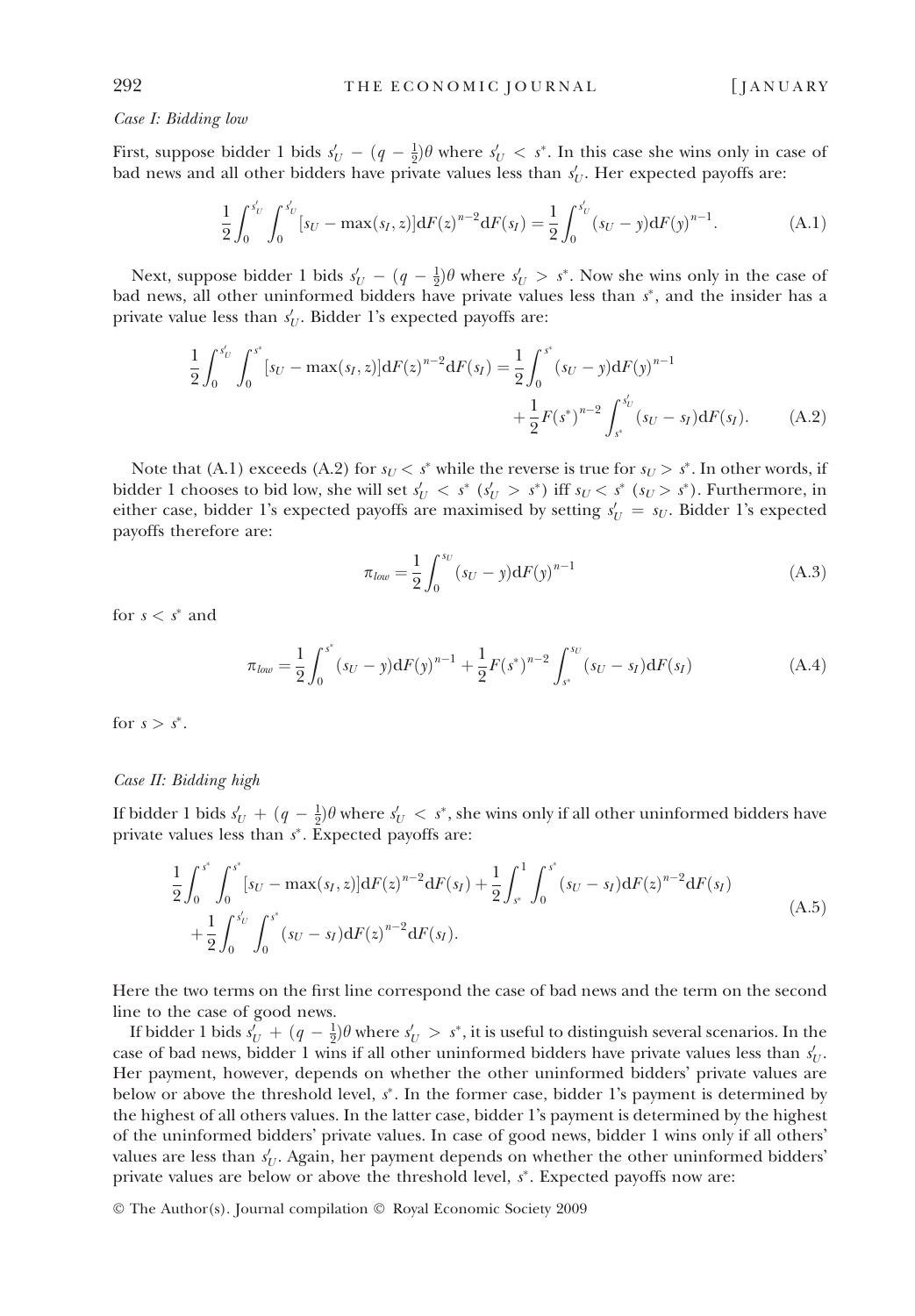*Case I: Bidding low*

First, suppose bidder 1 bids $s'_U - (q - \frac{1}{2})\theta$ where $s'_U < s^*$. In this case she wins only in case of bad news and all other bidders have private values less than $s'_U$. Her expected payoffs are:

$$\frac{1}{2}\int_0^{s'_U}\int_0^{s'_U}[s_U - \max(s_I, z)]\mathrm{d}F(z)^{n-2}\mathrm{d}F(s_I) = \frac{1}{2}\int_0^{s'_U}(s_U - y)\mathrm{d}F(y)^{n-1}. \tag{A.1}$$

Next, suppose bidder 1 bids $s'_U - (q - \frac{1}{2})\theta$ where $s'_U > s^*$. Now she wins only in the case of bad news, all other uninformed bidders have private values less than $s^*$, and the insider has a private value less than $s'_U$. Bidder 1's expected payoffs are:

$$\frac{1}{2}\int_0^{s'_U}\int_0^{s^*}[s_U - \max(s_I, z)]\mathrm{d}F(z)^{n-2}\mathrm{d}F(s_I) = \frac{1}{2}\int_0^{s^*}(s_U - y)\mathrm{d}F(y)^{n-1} + \frac{1}{2}F(s^*)^{n-2}\int_{s^*}^{s'_U}(s_U - s_I)\mathrm{d}F(s_I). \tag{A.2}$$

Note that (A.1) exceeds (A.2) for $s_U < s^*$ while the reverse is true for $s_U > s^*$. In other words, if bidder 1 chooses to bid low, she will set $s'_U < s^*$ ($s'_U > s^*$) iff $s_U < s^*$ ($s_U > s^*$). Furthermore, in either case, bidder 1's expected payoffs are maximised by setting $s'_U = s_U$. Bidder 1's expected payoffs therefore are:

$$\pi_{low} = \frac{1}{2}\int_0^{s_U}(s_U - y)\mathrm{d}F(y)^{n-1} \tag{A.3}$$

for $s < s^*$ and

$$\pi_{low} = \frac{1}{2}\int_0^{s^*}(s_U - y)\mathrm{d}F(y)^{n-1} + \frac{1}{2}F(s^*)^{n-2}\int_{s^*}^{s_U}(s_U - s_I)\mathrm{d}F(s_I) \tag{A.4}$$

for $s > s^*$.

*Case II: Bidding high*

If bidder 1 bids $s'_U + (q - \frac{1}{2})\theta$ where $s'_U < s^*$, she wins only if all other uninformed bidders have private values less than $s^*$. Expected payoffs are:

$$\begin{aligned}&\frac{1}{2}\int_0^{s^*}\int_0^{s^*}[s_U - \max(s_I, z)]\mathrm{d}F(z)^{n-2}\mathrm{d}F(s_I) + \frac{1}{2}\int_{s^*}^{1}\int_0^{s^*}(s_U - s_I)\mathrm{d}F(z)^{n-2}\mathrm{d}F(s_I)\\ &\quad + \frac{1}{2}\int_0^{s'_U}\int_0^{s^*}(s_U - s_I)\mathrm{d}F(z)^{n-2}\mathrm{d}F(s_I).\end{aligned} \tag{A.5}$$

Here the two terms on the first line correspond the case of bad news and the term on the second line to the case of good news.

If bidder 1 bids $s'_U + (q - \frac{1}{2})\theta$ where $s'_U > s^*$, it is useful to distinguish several scenarios. In the case of bad news, bidder 1 wins if all other uninformed bidders have private values less than $s'_U$. Her payment, however, depends on whether the other uninformed bidders' private values are below or above the threshold level, $s^*$. In the former case, bidder 1's payment is determined by the highest of all others values. In the latter case, bidder 1's payment is determined by the highest of the uninformed bidders' private values. In case of good news, bidder 1 wins only if all others' values are less than $s'_U$. Again, her payment depends on whether the other uninformed bidders' private values are below or above the threshold level, $s^*$. Expected payoffs now are: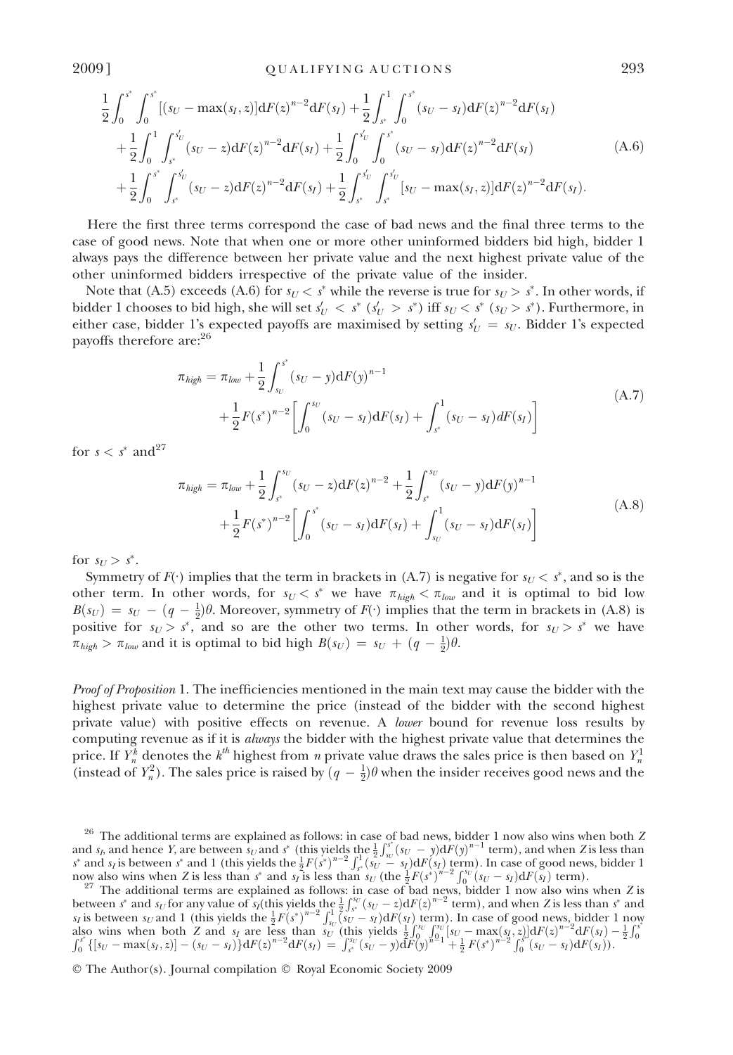$$
\begin{aligned}
&\frac{1}{2}\int_0^{s^*}\int_0^{s^*}[(s_U-\max(s_I,z)]\mathrm{d}F(z)^{n-2}\mathrm{d}F(s_I)+\frac{1}{2}\int_{s^*}^{1}\int_0^{s^*}(s_U-s_I)\mathrm{d}F(z)^{n-2}\mathrm{d}F(s_I)\\
&+\frac{1}{2}\int_0^{1}\int_{s^*}^{s_U'}(s_U-z)\mathrm{d}F(z)^{n-2}\mathrm{d}F(s_I)+\frac{1}{2}\int_0^{s_U'}\int_0^{s^*}(s_U-s_I)\mathrm{d}F(z)^{n-2}\mathrm{d}F(s_I)\\
&+\frac{1}{2}\int_0^{s^*}\int_{s^*}^{s_U'}(s_U-z)\mathrm{d}F(z)^{n-2}\mathrm{d}F(s_I)+\frac{1}{2}\int_{s^*}^{s_U'}\int_{s^*}^{s_U'}[s_U-\max(s_I,z)]\mathrm{d}F(z)^{n-2}\mathrm{d}F(s_I).
\end{aligned}
\tag{A.6}
$$

Here the first three terms correspond the case of bad news and the final three terms to the case of good news. Note that when one or more other uninformed bidders bid high, bidder 1 always pays the difference between her private value and the next highest private value of the other uninformed bidders irrespective of the private value of the insider.

Note that (A.5) exceeds (A.6) for $s_U < s^*$ while the reverse is true for $s_U > s^*$. In other words, if bidder 1 chooses to bid high, she will set $s_U' < s^*$ ($s_U' > s^*$) iff $s_U < s^*$ ($s_U > s^*$). Furthermore, in either case, bidder 1's expected payoffs are maximised by setting $s_U' = s_U$. Bidder 1's expected payoffs therefore are:[26]

$$
\begin{aligned}
\pi_{high} = \pi_{low} &+ \frac{1}{2}\int_{s_U}^{s^*}(s_U-y)\mathrm{d}F(y)^{n-1}\\
&+\frac{1}{2}F(s^*)^{n-2}\left[\int_0^{s_U}(s_U-s_I)\mathrm{d}F(s_I)+\int_{s^*}^{1}(s_U-s_I)dF(s_I)\right]
\end{aligned}
\tag{A.7}
$$

for $s < s^*$ and[27]

$$
\begin{aligned}
\pi_{high} = \pi_{low} &+ \frac{1}{2}\int_{s^*}^{s_U}(s_U-z)\mathrm{d}F(z)^{n-2}+\frac{1}{2}\int_{s^*}^{s_U}(s_U-y)\mathrm{d}F(y)^{n-1}\\
&+\frac{1}{2}F(s^*)^{n-2}\left[\int_0^{s^*}(s_U-s_I)\mathrm{d}F(s_I)+\int_{s_U}^{1}(s_U-s_I)\mathrm{d}F(s_I)\right]
\end{aligned}
\tag{A.8}
$$

for $s_U > s^*$.

Symmetry of $F(\cdot)$ implies that the term in brackets in (A.7) is negative for $s_U < s^*$, and so is the other term. In other words, for $s_U < s^*$ we have $\pi_{high} < \pi_{low}$ and it is optimal to bid low $B(s_U) = s_U - (q - \frac{1}{2})\theta$. Moreover, symmetry of $F(\cdot)$ implies that the term in brackets in (A.8) is positive for $s_U > s^*$, and so are the other two terms. In other words, for $s_U > s^*$ we have $\pi_{high} > \pi_{low}$ and it is optimal to bid high $B(s_U) = s_U + (q - \frac{1}{2})\theta$.

*Proof of Proposition* 1. The inefficiencies mentioned in the main text may cause the bidder with the highest private value to determine the price (instead of the bidder with the second highest private value) with positive effects on revenue. A *lower* bound for revenue loss results by computing revenue as if it is *always* the bidder with the highest private value that determines the price. If $Y_n^k$ denotes the $k^{th}$ highest from $n$ private value draws the sales price is then based on $Y_n^1$ (instead of $Y_n^2$). The sales price is raised by $(q - \frac{1}{2})\theta$ when the insider receives good news and the

[26] The additional terms are explained as follows: in case of bad news, bidder 1 now also wins when both $Z$ and $s_I$, and hence $Y$, are between $s_U$ and $s^*$ (this yields the $\frac{1}{2}\int_{s_U}^{s^*}(s_U - y)\mathrm{d}F(y)^{n-1}$ term), and when $Z$ is less than $s^*$ and $s_I$ is between $s^*$ and 1 (this yields the $\frac{1}{2}F(s^*)^{n-2}\int_{s^*}^{1}(s_U - s_I)\mathrm{d}F(s_I)$ term). In case of good news, bidder 1 now also wins when $Z$ is less than $s^*$ and $s_I$ is less than $s_U$ (the $\frac{1}{2}F(s^*)^{n-2}\int_0^{s_U}(s_U - s_I)\mathrm{d}F(s_I)$ term).

[27] The additional terms are explained as follows: in case of bad news, bidder 1 now also wins when $Z$ is between $s^*$ and $s_U$ for any value of $s_I$(this yields the $\frac{1}{2}\int_{s^*}^{s_U}(s_U - z)\mathrm{d}F(z)^{n-2}$ term), and when $Z$ is less than $s^*$ and $s_I$ is between $s_U$ and 1 (this yields the $\frac{1}{2}F(s^*)^{n-2}\int_{s_U}^{1}(s_U - s_I)\mathrm{d}F(s_I)$ term). In case of good news, bidder 1 now also wins when both $Z$ and $s_I$ are less than $s_U$ (this yields $\frac{1}{2}\int_0^{s_U}\int_0^{s_U}[s_U - \max(s_I, z)]\mathrm{d}F(z)^{n-2}\mathrm{d}F(s_I) - \frac{1}{2}\int_0^{s^*}\int_0^{s^*}\{[s_U - \max(s_I, z)] - (s_U - s_I)\}\mathrm{d}F(z)^{n-2}\mathrm{d}F(s_I) = \int_{s^*}^{s_U}(s_U - y)\mathrm{d}F(y)^{n-1} + \frac{1}{2}F(s^*)^{n-2}\int_0^{s^*}(s_U - s_I)\mathrm{d}F(s_I)$).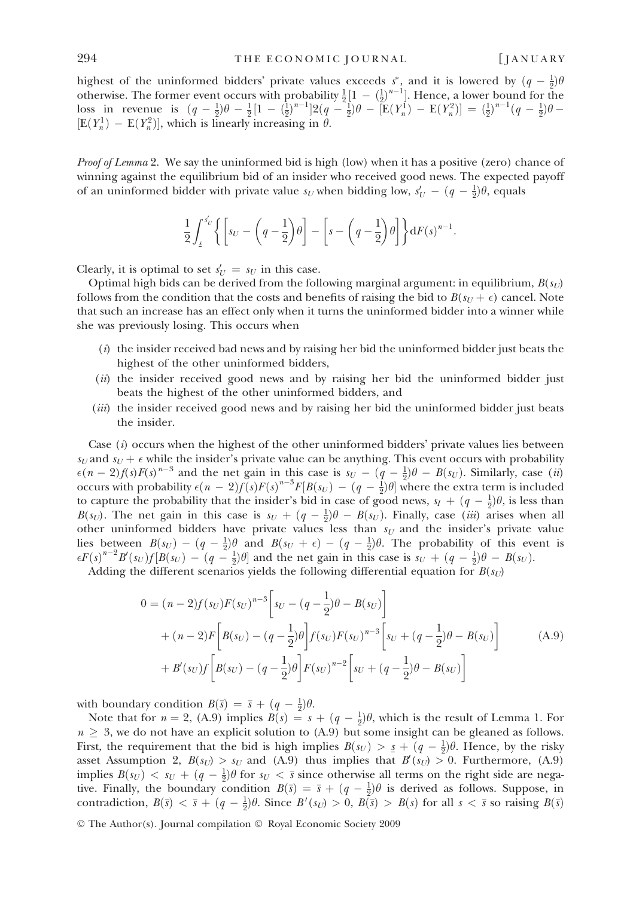highest of the uninformed bidders' private values exceeds $s^*$, and it is lowered by $(q - \frac{1}{2})\theta$ otherwise. The former event occurs with probability $\frac{1}{2}[1 - (\frac{1}{2})^{n-1}]$. Hence, a lower bound for the loss in revenue is $(q - \frac{1}{2})\theta - \frac{1}{2}[1 - (\frac{1}{2})^{n-1}]2(q - \frac{1}{2})\theta - [\mathrm{E}(Y_n^1) - \mathrm{E}(Y_n^2)] = (\frac{1}{2})^{n-1}(q - \frac{1}{2})\theta - [\mathrm{E}(Y_n^1) - \mathrm{E}(Y_n^2)]$, which is linearly increasing in $\theta$.

*Proof of Lemma* 2. We say the uninformed bid is high (low) when it has a positive (zero) chance of winning against the equilibrium bid of an insider who received good news. The expected payoff of an uninformed bidder with private value $s_U$ when bidding low, $s'_U - (q - \frac{1}{2})\theta$, equals

$$\frac{1}{2}\int_{\underline{s}}^{s'_U}\left\{\left[s_U - \left(q - \frac{1}{2}\right)\theta\right] - \left[s - \left(q - \frac{1}{2}\right)\theta\right]\right\}\mathrm{d}F(s)^{n-1}.$$

Clearly, it is optimal to set $s'_U = s_U$ in this case.

Optimal high bids can be derived from the following marginal argument: in equilibrium, $B(s_U)$ follows from the condition that the costs and benefits of raising the bid to $B(s_U + \epsilon)$ cancel. Note that such an increase has an effect only when it turns the uninformed bidder into a winner while she was previously losing. This occurs when

- (*i*) the insider received bad news and by raising her bid the uninformed bidder just beats the highest of the other uninformed bidders,
- (*ii*) the insider received good news and by raising her bid the uninformed bidder just beats the highest of the other uninformed bidders, and
- (*iii*) the insider received good news and by raising her bid the uninformed bidder just beats the insider.

Case (*i*) occurs when the highest of the other uninformed bidders' private values lies between $s_U$ and $s_U + \epsilon$ while the insider's private value can be anything. This event occurs with probability $\epsilon(n-2)f(s)F(s)^{n-3}$ and the net gain in this case is $s_U - (q - \frac{1}{2})\theta - B(s_U)$. Similarly, case (*ii*) occurs with probability $\epsilon(n-2)f(s)F(s)^{n-3}F[B(s_U) - (q - \frac{1}{2})\theta]$ where the extra term is included to capture the probability that the insider's bid in case of good news, $s_I + (q - \frac{1}{2})\theta$, is less than $B(s_U)$. The net gain in this case is $s_U + (q - \frac{1}{2})\theta - B(s_U)$. Finally, case (*iii*) arises when all other uninformed bidders have private values less than $s_U$ and the insider's private value lies between $B(s_U) - (q - \frac{1}{2})\theta$ and $B(s_U + \epsilon) - (q - \frac{1}{2})\theta$. The probability of this event is $\epsilon F(s)^{n-2}B'(s_U)f[B(s_U) - (q - \frac{1}{2})\theta]$ and the net gain in this case is $s_U + (q - \frac{1}{2})\theta - B(s_U)$.

Adding the different scenarios yields the following differential equation for $B(s_U)$

$$\begin{aligned}
0 &= (n-2)f(s_U)F(s_U)^{n-3}\left[s_U - (q - \frac{1}{2})\theta - B(s_U)\right] \\
&\quad + (n-2)F\left[B(s_U) - (q - \frac{1}{2})\theta\right]f(s_U)F(s_U)^{n-3}\left[s_U + (q - \frac{1}{2})\theta - B(s_U)\right] \\
&\quad + B'(s_U)f\left[B(s_U) - (q - \frac{1}{2})\theta\right]F(s_U)^{n-2}\left[s_U + (q - \frac{1}{2})\theta - B(s_U)\right]
\end{aligned} \tag{A.9}$$

with boundary condition $B(\bar{s}) = \bar{s} + (q - \frac{1}{2})\theta$.

Note that for $n = 2$, (A.9) implies $B(s) = s + (q - \frac{1}{2})\theta$, which is the result of Lemma 1. For $n \geq 3$, we do not have an explicit solution to (A.9) but some insight can be gleaned as follows. First, the requirement that the bid is high implies $B(s_U) > \underline{s} + (q - \frac{1}{2})\theta$. Hence, by the risky asset Assumption 2, $B(s_U) > s_U$ and (A.9) thus implies that $B'(s_U) > 0$. Furthermore, (A.9) implies $B(s_U) < s_U + (q - \frac{1}{2})\theta$ for $s_U < \bar{s}$ since otherwise all terms on the right side are negative. Finally, the boundary condition $B(\bar{s}) = \bar{s} + (q - \frac{1}{2})\theta$ is derived as follows. Suppose, in contradiction, $B(\bar{s}) < \bar{s} + (q - \frac{1}{2})\theta$. Since $B'(s_U) > 0$, $B(\bar{s}) > B(s)$ for all $s < \bar{s}$ so raising $B(\bar{s})$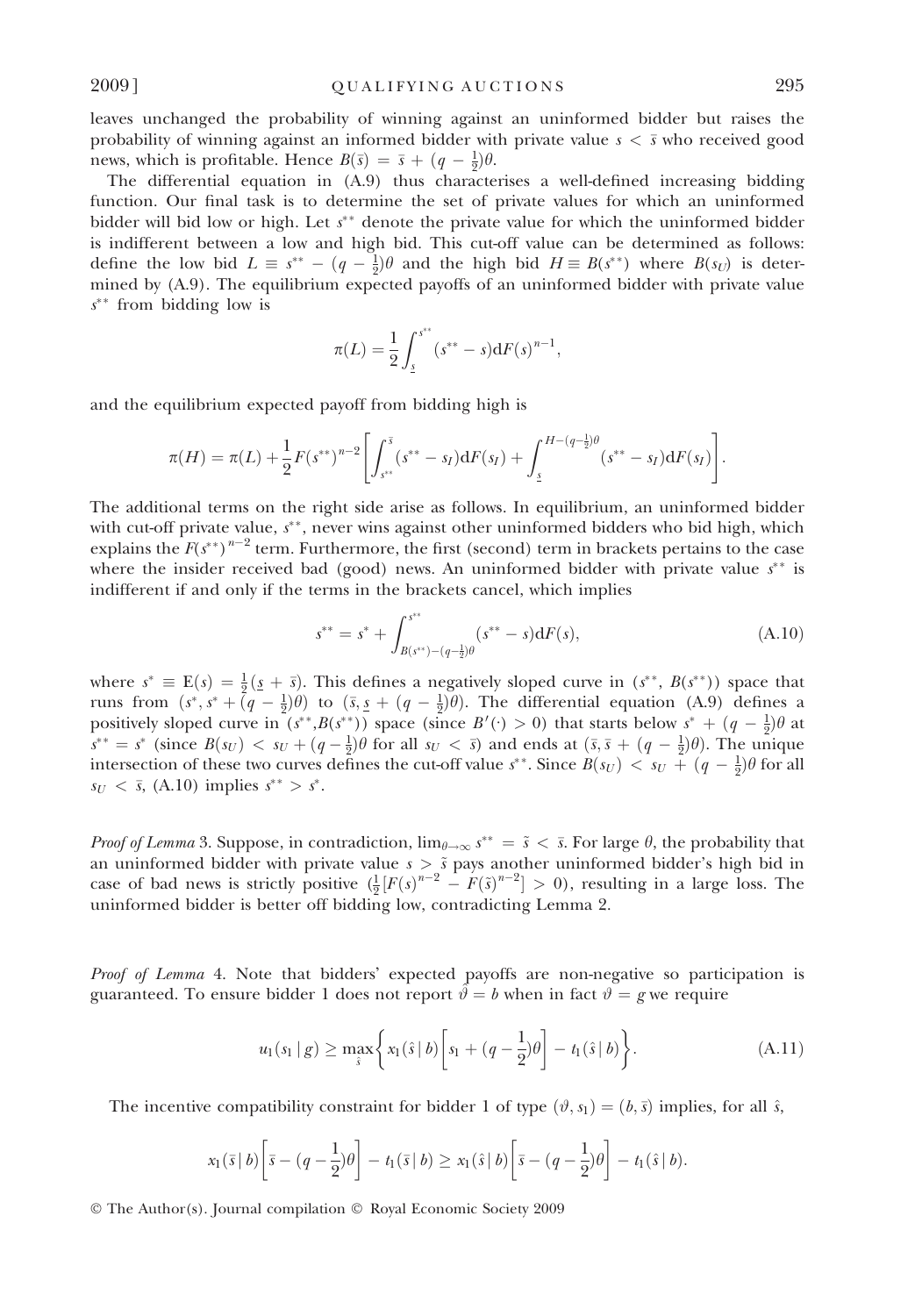leaves unchanged the probability of winning against an uninformed bidder but raises the probability of winning against an informed bidder with private value $s < \bar{s}$ who received good news, which is profitable. Hence $B(\bar{s}) = \bar{s} + (q - \frac{1}{2})\theta$.

The differential equation in (A.9) thus characterises a well-defined increasing bidding function. Our final task is to determine the set of private values for which an uninformed bidder will bid low or high. Let $s^{**}$ denote the private value for which the uninformed bidder is indifferent between a low and high bid. This cut-off value can be determined as follows: define the low bid $L \equiv s^{**} - (q - \frac{1}{2})\theta$ and the high bid $H \equiv B(s^{**})$ where $B(s_U)$ is determined by (A.9). The equilibrium expected payoffs of an uninformed bidder with private value $s^{**}$ from bidding low is

$$\pi(L) = \frac{1}{2}\int_{\underline{s}}^{s^{**}} (s^{**} - s)\mathrm{d}F(s)^{n-1},$$

and the equilibrium expected payoff from bidding high is

$$\pi(H) = \pi(L) + \frac{1}{2}F(s^{**})^{n-2}\left[\int_{s^{**}}^{\bar{s}} (s^{**} - s_I)\mathrm{d}F(s_I) + \int_{\underline{s}}^{H-(q-\frac{1}{2})\theta} (s^{**} - s_I)\mathrm{d}F(s_I)\right].$$

The additional terms on the right side arise as follows. In equilibrium, an uninformed bidder with cut-off private value, $s^{**}$, never wins against other uninformed bidders who bid high, which explains the $F(s^{**})^{n-2}$ term. Furthermore, the first (second) term in brackets pertains to the case where the insider received bad (good) news. An uninformed bidder with private value $s^{**}$ is indifferent if and only if the terms in the brackets cancel, which implies

$$s^{**} = s^{*} + \int_{B(s^{**})-(q-\frac{1}{2})\theta}^{s^{**}} (s^{**} - s)\mathrm{d}F(s), \tag{A.10}$$

where $s^{*} \equiv \mathrm{E}(s) = \frac{1}{2}(\underline{s} + \bar{s})$. This defines a negatively sloped curve in $(s^{**}, B(s^{**}))$ space that runs from $(s^{*}, s^{*} + (q - \frac{1}{2})\theta)$ to $(\bar{s}, \underline{s} + (q - \frac{1}{2})\theta)$. The differential equation (A.9) defines a positively sloped curve in $(s^{**}, B(s^{**}))$ space (since $B'(\cdot) > 0$) that starts below $s^{*} + (q - \frac{1}{2})\theta$ at $s^{**} = s^{*}$ (since $B(s_U) < s_U + (q - \frac{1}{2})\theta$ for all $s_U < \bar{s}$) and ends at $(\bar{s}, \bar{s} + (q - \frac{1}{2})\theta)$. The unique intersection of these two curves defines the cut-off value $s^{**}$. Since $B(s_U) < s_U + (q - \frac{1}{2})\theta$ for all $s_U < \bar{s}$, (A.10) implies $s^{**} > s^{*}$.

*Proof of Lemma* 3. Suppose, in contradiction, $\lim_{\theta\to\infty} s^{**} = \tilde{s} < \bar{s}$. For large $\theta$, the probability that an uninformed bidder with private value $s > \tilde{s}$ pays another uninformed bidder's high bid in case of bad news is strictly positive $(\frac{1}{2}[F(s)^{n-2} - F(\tilde{s})^{n-2}] > 0)$, resulting in a large loss. The uninformed bidder is better off bidding low, contradicting Lemma 2.

*Proof of Lemma* 4. Note that bidders' expected payoffs are non-negative so participation is guaranteed. To ensure bidder 1 does not report $\hat{\vartheta} = b$ when in fact $\vartheta = g$ we require

$$u_1(s_1 \mid g) \geq \max_{\hat{s}}\left\{x_1(\hat{s} \mid b)\left[s_1 + (q - \frac{1}{2})\theta\right] - t_1(\hat{s} \mid b)\right\}. \tag{A.11}$$

The incentive compatibility constraint for bidder 1 of type $(\vartheta, s_1) = (b, \bar{s})$ implies, for all $\hat{s}$,

$$x_1(\bar{s} \mid b)\left[\bar{s} - (q - \frac{1}{2})\theta\right] - t_1(\bar{s} \mid b) \geq x_1(\hat{s} \mid b)\left[\bar{s} - (q - \frac{1}{2})\theta\right] - t_1(\hat{s} \mid b).$$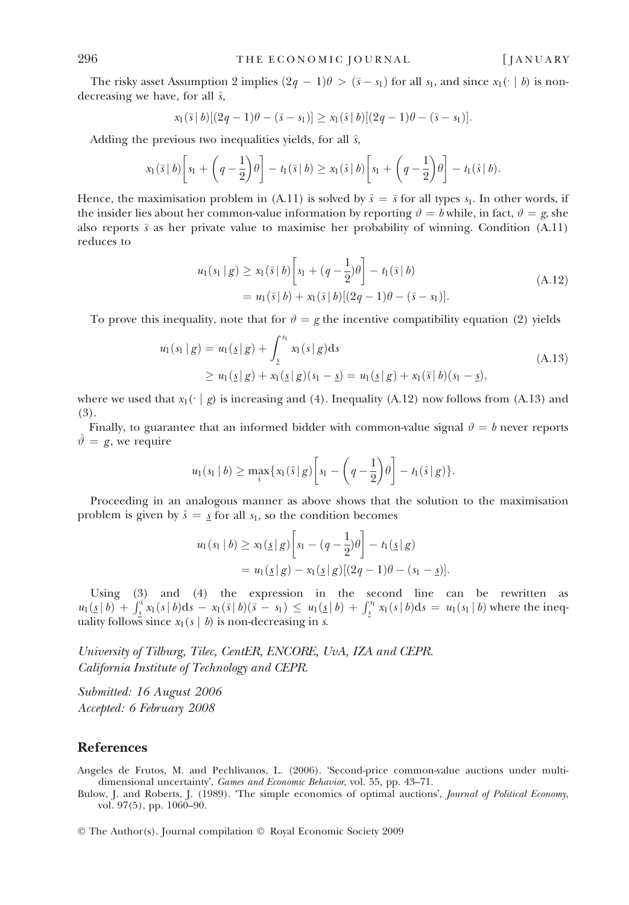The risky asset Assumption 2 implies $(2q-1)\theta > (\bar{s} - s_1)$ for all $s_1$, and since $x_1(\cdot \mid b)$ is non-decreasing we have, for all $\hat{s}$,

$$x_1(\bar{s} \mid b)[(2q-1)\theta - (\bar{s} - s_1)] \geq x_1(\hat{s} \mid b)[(2q-1)\theta - (\bar{s} - s_1)].$$

Adding the previous two inequalities yields, for all $\hat{s}$,

$$x_1(\bar{s} \mid b)\left[s_1 + \left(q - \frac{1}{2}\right)\theta\right] - t_1(\bar{s} \mid b) \geq x_1(\hat{s} \mid b)\left[s_1 + \left(q - \frac{1}{2}\right)\theta\right] - t_1(\hat{s} \mid b).$$

Hence, the maximisation problem in (A.11) is solved by $\hat{s} = \bar{s}$ for all types $s_1$. In other words, if the insider lies about her common-value information by reporting $\vartheta = b$ while, in fact, $\vartheta = g$, she also reports $\bar{s}$ as her private value to maximise her probability of winning. Condition (A.11) reduces to

$$\begin{aligned} u_1(s_1 \mid g) &\geq x_1(\bar{s} \mid b)\left[s_1 + (q - \frac{1}{2})\theta\right] - t_1(\bar{s} \mid b) \\ &= u_1(\bar{s} \mid b) + x_1(\bar{s} \mid b)[(2q-1)\theta - (\bar{s} - s_1)]. \end{aligned} \tag{A.12}$$

To prove this inequality, note that for $\vartheta = g$ the incentive compatibility equation (2) yields

$$\begin{aligned} u_1(s_1 \mid g) &= u_1(\underline{s} \mid g) + \int_{\underline{s}}^{s_1} x_1(s \mid g)\mathrm{d}s \\ &\geq u_1(\underline{s} \mid g) + x_1(\underline{s} \mid g)(s_1 - \underline{s}) = u_1(\underline{s} \mid g) + x_1(\bar{s} \mid b)(s_1 - \underline{s}), \end{aligned} \tag{A.13}$$

where we used that $x_1(\cdot \mid g)$ is increasing and (4). Inequality (A.12) now follows from (A.13) and (3).

Finally, to guarantee that an informed bidder with common-value signal $\vartheta = b$ never reports $\hat{\vartheta} = g$, we require

$$u_1(s_1 \mid b) \geq \max_{\hat{s}}\{x_1(\hat{s} \mid g)\left[s_1 - \left(q - \frac{1}{2}\right)\theta\right] - t_1(\hat{s} \mid g)\}.$$

Proceeding in an analogous manner as above shows that the solution to the maximisation problem is given by $\hat{s} = \underline{s}$ for all $s_1$, so the condition becomes

$$\begin{aligned} u_1(s_1 \mid b) &\geq x_1(\underline{s} \mid g)\left[s_1 - (q - \frac{1}{2})\theta\right] - t_1(\underline{s} \mid g) \\ &= u_1(\underline{s} \mid g) - x_1(\underline{s} \mid g)[(2q-1)\theta - (s_1 - \underline{s})]. \end{aligned}$$

Using (3) and (4) the expression in the second line can be rewritten as $u_1(\underline{s} \mid b) + \int_{\underline{s}}^{\bar{s}} x_1(s \mid b)\mathrm{d}s - x_1(\bar{s} \mid b)(\bar{s} - s_1) \leq u_1(\underline{s} \mid b) + \int_{\underline{s}}^{s_1} x_1(s \mid b)\mathrm{d}s = u_1(s_1 \mid b)$ where the inequality follows since $x_1(s \mid b)$ is non-decreasing in $s$.

*University of Tilburg, Tilec, CentER, ENCORE, UvA, IZA and CEPR.*
*California Institute of Technology and CEPR.*

*Submitted: 16 August 2006*
*Accepted: 6 February 2008*

## References

Angeles de Frutos, M. and Pechlivanos, L. (2006). 'Second-price common-value auctions under multidimensional uncertainty', *Games and Economic Behavior*, vol. 55, pp. 43–71.

Bulow, J. and Roberts, J. (1989). 'The simple economics of optimal auctions', *Journal of Political Economy*, vol. 97(5), pp. 1060–90.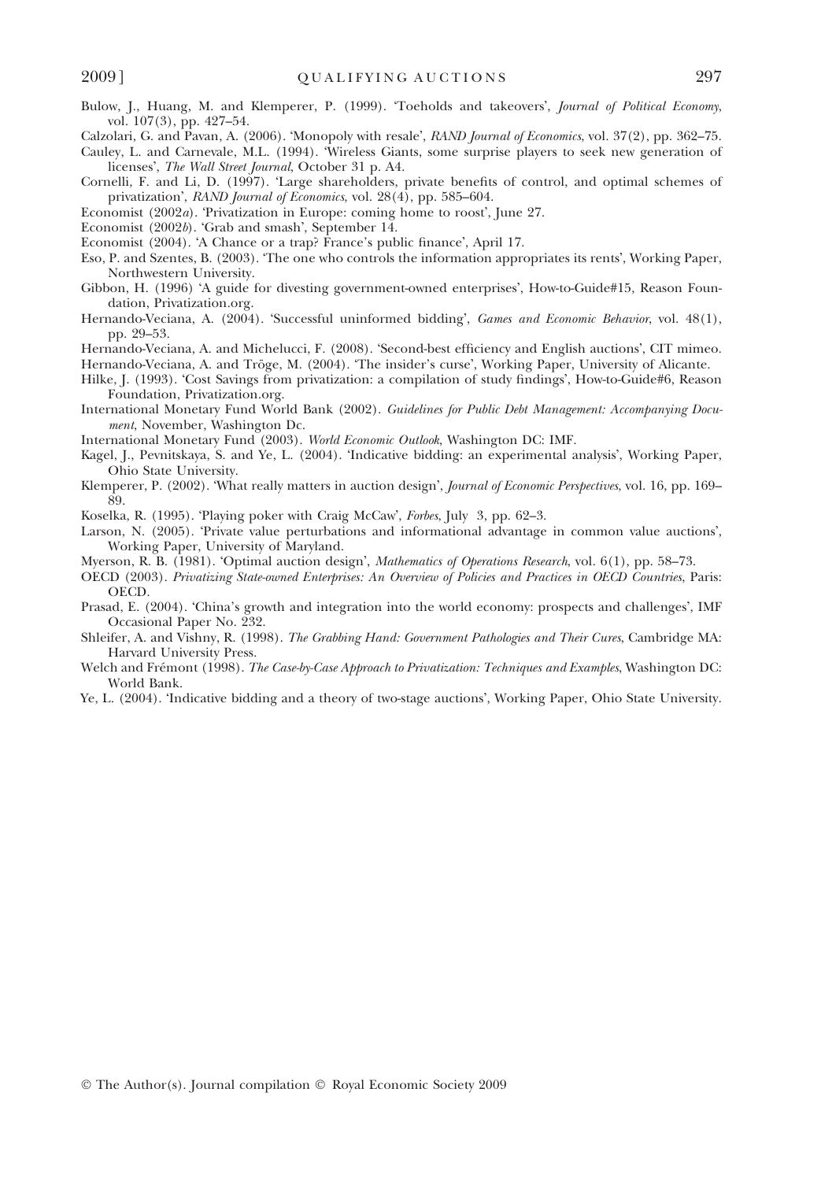Bulow, J., Huang, M. and Klemperer, P. (1999). 'Toeholds and takeovers', *Journal of Political Economy*, vol. 107(3), pp. 427–54.

Calzolari, G. and Pavan, A. (2006). 'Monopoly with resale', *RAND Journal of Economics*, vol. 37(2), pp. 362–75.

Cauley, L. and Carnevale, M.L. (1994). 'Wireless Giants, some surprise players to seek new generation of licenses', *The Wall Street Journal*, October 31 p. A4.

Cornelli, F. and Li, D. (1997). 'Large shareholders, private benefits of control, and optimal schemes of privatization', *RAND Journal of Economics*, vol. 28(4), pp. 585–604.

Economist (2002*a*). 'Privatization in Europe: coming home to roost', June 27.

Economist (2002*b*). 'Grab and smash', September 14.

Economist (2004). 'A Chance or a trap? France's public finance', April 17.

Eso, P. and Szentes, B. (2003). 'The one who controls the information appropriates its rents', Working Paper, Northwestern University.

Gibbon, H. (1996) 'A guide for divesting government-owned enterprises', How-to-Guide#15, Reason Foundation, Privatization.org.

Hernando-Veciana, A. (2004). 'Successful uninformed bidding', *Games and Economic Behavior*, vol. 48(1), pp. 29–53.

Hernando-Veciana, A. and Michelucci, F. (2008). 'Second-best efficiency and English auctions', CIT mimeo.

Hernando-Veciana, A. and Tröge, M. (2004). 'The insider's curse', Working Paper, University of Alicante.

Hilke, J. (1993). 'Cost Savings from privatization: a compilation of study findings', How-to-Guide#6, Reason Foundation, Privatization.org.

International Monetary Fund World Bank (2002). *Guidelines for Public Debt Management: Accompanying Document*, November, Washington Dc.

International Monetary Fund (2003). *World Economic Outlook*, Washington DC: IMF.

Kagel, J., Pevnitskaya, S. and Ye, L. (2004). 'Indicative bidding: an experimental analysis', Working Paper, Ohio State University.

Klemperer, P. (2002). 'What really matters in auction design', *Journal of Economic Perspectives*, vol. 16, pp. 169–89.

Koselka, R. (1995). 'Playing poker with Craig McCaw', *Forbes*, July 3, pp. 62–3.

Larson, N. (2005). 'Private value perturbations and informational advantage in common value auctions', Working Paper, University of Maryland.

Myerson, R. B. (1981). 'Optimal auction design', *Mathematics of Operations Research*, vol. 6(1), pp. 58–73.

OECD (2003). *Privatizing State-owned Enterprises: An Overview of Policies and Practices in OECD Countries*, Paris: OECD.

Prasad, E. (2004). 'China's growth and integration into the world economy: prospects and challenges', IMF Occasional Paper No. 232.

Shleifer, A. and Vishny, R. (1998). *The Grabbing Hand: Government Pathologies and Their Cures*, Cambridge MA: Harvard University Press.

Welch and Frémont (1998). *The Case-by-Case Approach to Privatization: Techniques and Examples*, Washington DC: World Bank.

Ye, L. (2004). 'Indicative bidding and a theory of two-stage auctions', Working Paper, Ohio State University.